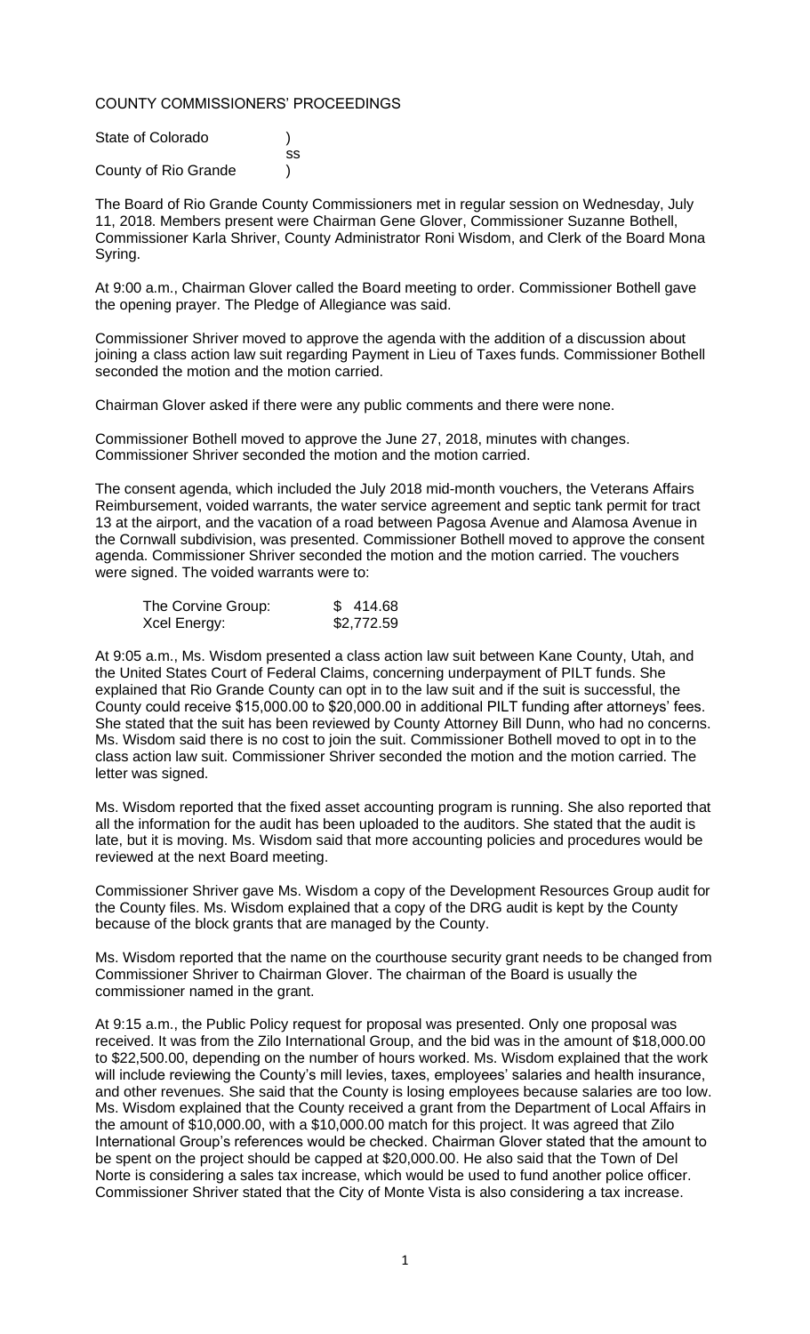# COUNTY COMMISSIONERS' PROCEEDINGS

State of Colorado )
ss
County of Rio Grande )

The Board of Rio Grande County Commissioners met in regular session on Wednesday, July 11, 2018. Members present were Chairman Gene Glover, Commissioner Suzanne Bothell, Commissioner Karla Shriver, County Administrator Roni Wisdom, and Clerk of the Board Mona Syring.

At 9:00 a.m., Chairman Glover called the Board meeting to order. Commissioner Bothell gave the opening prayer. The Pledge of Allegiance was said.

Commissioner Shriver moved to approve the agenda with the addition of a discussion about joining a class action law suit regarding Payment in Lieu of Taxes funds. Commissioner Bothell seconded the motion and the motion carried.

Chairman Glover asked if there were any public comments and there were none.

Commissioner Bothell moved to approve the June 27, 2018, minutes with changes. Commissioner Shriver seconded the motion and the motion carried.

The consent agenda, which included the July 2018 mid-month vouchers, the Veterans Affairs Reimbursement, voided warrants, the water service agreement and septic tank permit for tract 13 at the airport, and the vacation of a road between Pagosa Avenue and Alamosa Avenue in the Cornwall subdivision, was presented. Commissioner Bothell moved to approve the consent agenda. Commissioner Shriver seconded the motion and the motion carried. The vouchers were signed. The voided warrants were to:

| | |
|---|---|
| The Corvine Group: | $ 414.68 |
| Xcel Energy: | $2,772.59 |

At 9:05 a.m., Ms. Wisdom presented a class action law suit between Kane County, Utah, and the United States Court of Federal Claims, concerning underpayment of PILT funds. She explained that Rio Grande County can opt in to the law suit and if the suit is successful, the County could receive $15,000.00 to $20,000.00 in additional PILT funding after attorneys' fees. She stated that the suit has been reviewed by County Attorney Bill Dunn, who had no concerns. Ms. Wisdom said there is no cost to join the suit. Commissioner Bothell moved to opt in to the class action law suit. Commissioner Shriver seconded the motion and the motion carried. The letter was signed.

Ms. Wisdom reported that the fixed asset accounting program is running. She also reported that all the information for the audit has been uploaded to the auditors. She stated that the audit is late, but it is moving. Ms. Wisdom said that more accounting policies and procedures would be reviewed at the next Board meeting.

Commissioner Shriver gave Ms. Wisdom a copy of the Development Resources Group audit for the County files. Ms. Wisdom explained that a copy of the DRG audit is kept by the County because of the block grants that are managed by the County.

Ms. Wisdom reported that the name on the courthouse security grant needs to be changed from Commissioner Shriver to Chairman Glover. The chairman of the Board is usually the commissioner named in the grant.

At 9:15 a.m., the Public Policy request for proposal was presented. Only one proposal was received. It was from the Zilo International Group, and the bid was in the amount of $18,000.00 to $22,500.00, depending on the number of hours worked. Ms. Wisdom explained that the work will include reviewing the County's mill levies, taxes, employees' salaries and health insurance, and other revenues. She said that the County is losing employees because salaries are too low. Ms. Wisdom explained that the County received a grant from the Department of Local Affairs in the amount of $10,000.00, with a $10,000.00 match for this project. It was agreed that Zilo International Group's references would be checked. Chairman Glover stated that the amount to be spent on the project should be capped at $20,000.00. He also said that the Town of Del Norte is considering a sales tax increase, which would be used to fund another police officer. Commissioner Shriver stated that the City of Monte Vista is also considering a tax increase.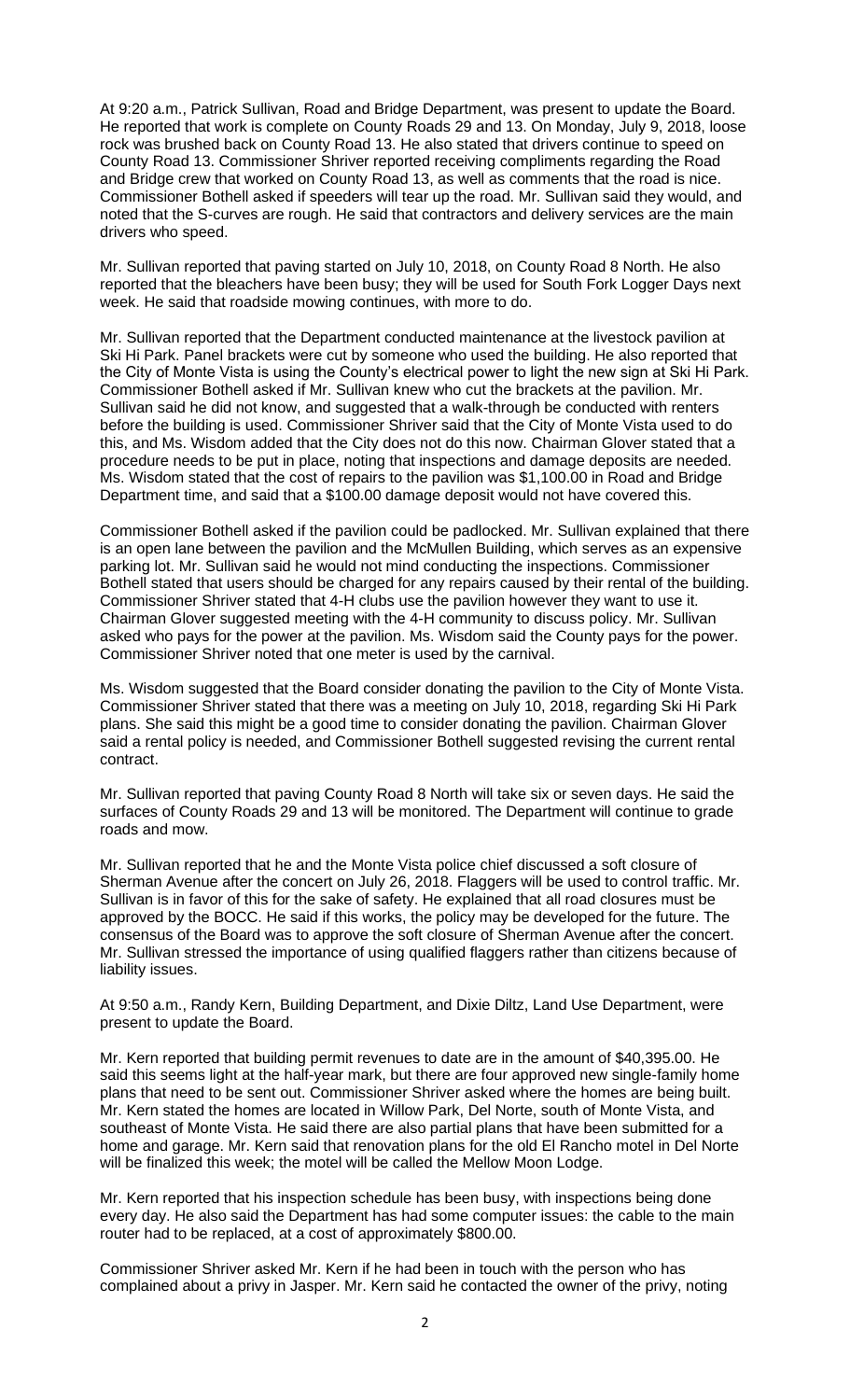At 9:20 a.m., Patrick Sullivan, Road and Bridge Department, was present to update the Board. He reported that work is complete on County Roads 29 and 13. On Monday, July 9, 2018, loose rock was brushed back on County Road 13. He also stated that drivers continue to speed on County Road 13. Commissioner Shriver reported receiving compliments regarding the Road and Bridge crew that worked on County Road 13, as well as comments that the road is nice. Commissioner Bothell asked if speeders will tear up the road. Mr. Sullivan said they would, and noted that the S-curves are rough. He said that contractors and delivery services are the main drivers who speed.

Mr. Sullivan reported that paving started on July 10, 2018, on County Road 8 North. He also reported that the bleachers have been busy; they will be used for South Fork Logger Days next week. He said that roadside mowing continues, with more to do.

Mr. Sullivan reported that the Department conducted maintenance at the livestock pavilion at Ski Hi Park. Panel brackets were cut by someone who used the building. He also reported that the City of Monte Vista is using the County's electrical power to light the new sign at Ski Hi Park. Commissioner Bothell asked if Mr. Sullivan knew who cut the brackets at the pavilion. Mr. Sullivan said he did not know, and suggested that a walk-through be conducted with renters before the building is used. Commissioner Shriver said that the City of Monte Vista used to do this, and Ms. Wisdom added that the City does not do this now. Chairman Glover stated that a procedure needs to be put in place, noting that inspections and damage deposits are needed. Ms. Wisdom stated that the cost of repairs to the pavilion was $1,100.00 in Road and Bridge Department time, and said that a $100.00 damage deposit would not have covered this.

Commissioner Bothell asked if the pavilion could be padlocked. Mr. Sullivan explained that there is an open lane between the pavilion and the McMullen Building, which serves as an expensive parking lot. Mr. Sullivan said he would not mind conducting the inspections. Commissioner Bothell stated that users should be charged for any repairs caused by their rental of the building. Commissioner Shriver stated that 4-H clubs use the pavilion however they want to use it. Chairman Glover suggested meeting with the 4-H community to discuss policy. Mr. Sullivan asked who pays for the power at the pavilion. Ms. Wisdom said the County pays for the power. Commissioner Shriver noted that one meter is used by the carnival.

Ms. Wisdom suggested that the Board consider donating the pavilion to the City of Monte Vista. Commissioner Shriver stated that there was a meeting on July 10, 2018, regarding Ski Hi Park plans. She said this might be a good time to consider donating the pavilion. Chairman Glover said a rental policy is needed, and Commissioner Bothell suggested revising the current rental contract.

Mr. Sullivan reported that paving County Road 8 North will take six or seven days. He said the surfaces of County Roads 29 and 13 will be monitored. The Department will continue to grade roads and mow.

Mr. Sullivan reported that he and the Monte Vista police chief discussed a soft closure of Sherman Avenue after the concert on July 26, 2018. Flaggers will be used to control traffic. Mr. Sullivan is in favor of this for the sake of safety. He explained that all road closures must be approved by the BOCC. He said if this works, the policy may be developed for the future. The consensus of the Board was to approve the soft closure of Sherman Avenue after the concert. Mr. Sullivan stressed the importance of using qualified flaggers rather than citizens because of liability issues.

At 9:50 a.m., Randy Kern, Building Department, and Dixie Diltz, Land Use Department, were present to update the Board.

Mr. Kern reported that building permit revenues to date are in the amount of $40,395.00. He said this seems light at the half-year mark, but there are four approved new single-family home plans that need to be sent out. Commissioner Shriver asked where the homes are being built. Mr. Kern stated the homes are located in Willow Park, Del Norte, south of Monte Vista, and southeast of Monte Vista. He said there are also partial plans that have been submitted for a home and garage. Mr. Kern said that renovation plans for the old El Rancho motel in Del Norte will be finalized this week; the motel will be called the Mellow Moon Lodge.

Mr. Kern reported that his inspection schedule has been busy, with inspections being done every day. He also said the Department has had some computer issues: the cable to the main router had to be replaced, at a cost of approximately $800.00.

Commissioner Shriver asked Mr. Kern if he had been in touch with the person who has complained about a privy in Jasper. Mr. Kern said he contacted the owner of the privy, noting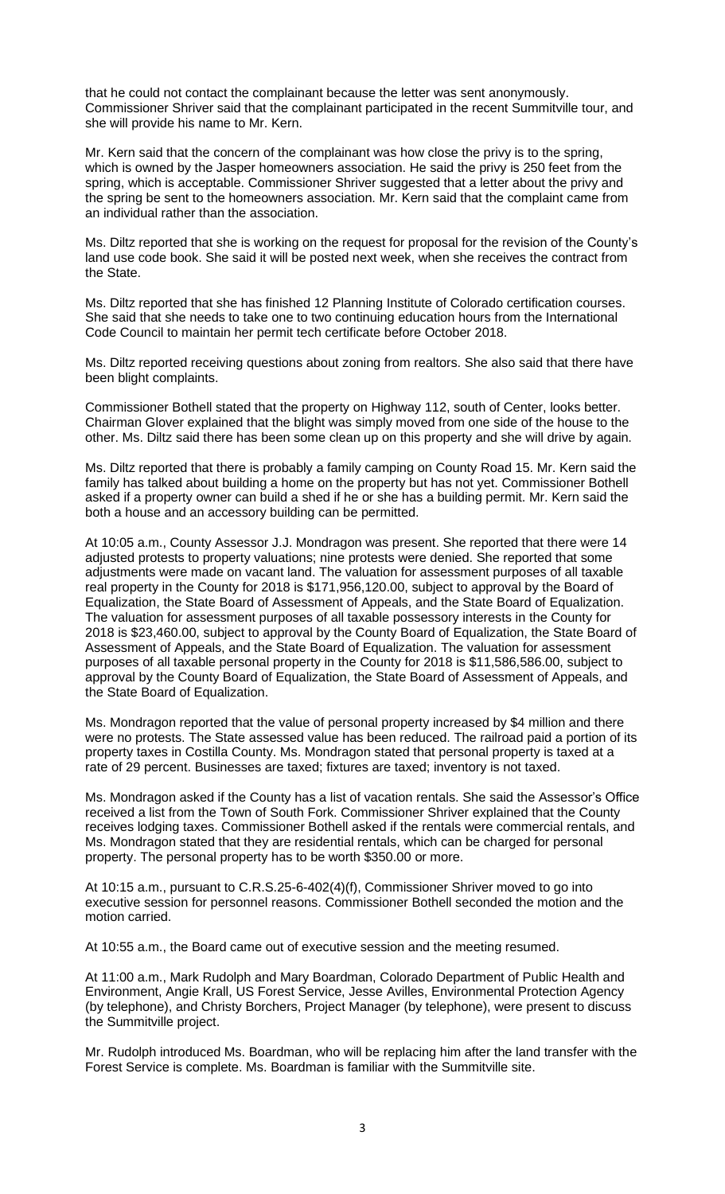that he could not contact the complainant because the letter was sent anonymously. Commissioner Shriver said that the complainant participated in the recent Summitville tour, and she will provide his name to Mr. Kern.

Mr. Kern said that the concern of the complainant was how close the privy is to the spring, which is owned by the Jasper homeowners association. He said the privy is 250 feet from the spring, which is acceptable. Commissioner Shriver suggested that a letter about the privy and the spring be sent to the homeowners association. Mr. Kern said that the complaint came from an individual rather than the association.

Ms. Diltz reported that she is working on the request for proposal for the revision of the County's land use code book. She said it will be posted next week, when she receives the contract from the State.

Ms. Diltz reported that she has finished 12 Planning Institute of Colorado certification courses. She said that she needs to take one to two continuing education hours from the International Code Council to maintain her permit tech certificate before October 2018.

Ms. Diltz reported receiving questions about zoning from realtors. She also said that there have been blight complaints.

Commissioner Bothell stated that the property on Highway 112, south of Center, looks better. Chairman Glover explained that the blight was simply moved from one side of the house to the other. Ms. Diltz said there has been some clean up on this property and she will drive by again.

Ms. Diltz reported that there is probably a family camping on County Road 15. Mr. Kern said the family has talked about building a home on the property but has not yet. Commissioner Bothell asked if a property owner can build a shed if he or she has a building permit. Mr. Kern said the both a house and an accessory building can be permitted.

At 10:05 a.m., County Assessor J.J. Mondragon was present. She reported that there were 14 adjusted protests to property valuations; nine protests were denied. She reported that some adjustments were made on vacant land. The valuation for assessment purposes of all taxable real property in the County for 2018 is $171,956,120.00, subject to approval by the Board of Equalization, the State Board of Assessment of Appeals, and the State Board of Equalization. The valuation for assessment purposes of all taxable possessory interests in the County for 2018 is $23,460.00, subject to approval by the County Board of Equalization, the State Board of Assessment of Appeals, and the State Board of Equalization. The valuation for assessment purposes of all taxable personal property in the County for 2018 is $11,586,586.00, subject to approval by the County Board of Equalization, the State Board of Assessment of Appeals, and the State Board of Equalization.

Ms. Mondragon reported that the value of personal property increased by $4 million and there were no protests. The State assessed value has been reduced. The railroad paid a portion of its property taxes in Costilla County. Ms. Mondragon stated that personal property is taxed at a rate of 29 percent. Businesses are taxed; fixtures are taxed; inventory is not taxed.

Ms. Mondragon asked if the County has a list of vacation rentals. She said the Assessor's Office received a list from the Town of South Fork. Commissioner Shriver explained that the County receives lodging taxes. Commissioner Bothell asked if the rentals were commercial rentals, and Ms. Mondragon stated that they are residential rentals, which can be charged for personal property. The personal property has to be worth $350.00 or more.

At 10:15 a.m., pursuant to C.R.S.25-6-402(4)(f), Commissioner Shriver moved to go into executive session for personnel reasons. Commissioner Bothell seconded the motion and the motion carried.

At 10:55 a.m., the Board came out of executive session and the meeting resumed.

At 11:00 a.m., Mark Rudolph and Mary Boardman, Colorado Department of Public Health and Environment, Angie Krall, US Forest Service, Jesse Avilles, Environmental Protection Agency (by telephone), and Christy Borchers, Project Manager (by telephone), were present to discuss the Summitville project.

Mr. Rudolph introduced Ms. Boardman, who will be replacing him after the land transfer with the Forest Service is complete. Ms. Boardman is familiar with the Summitville site.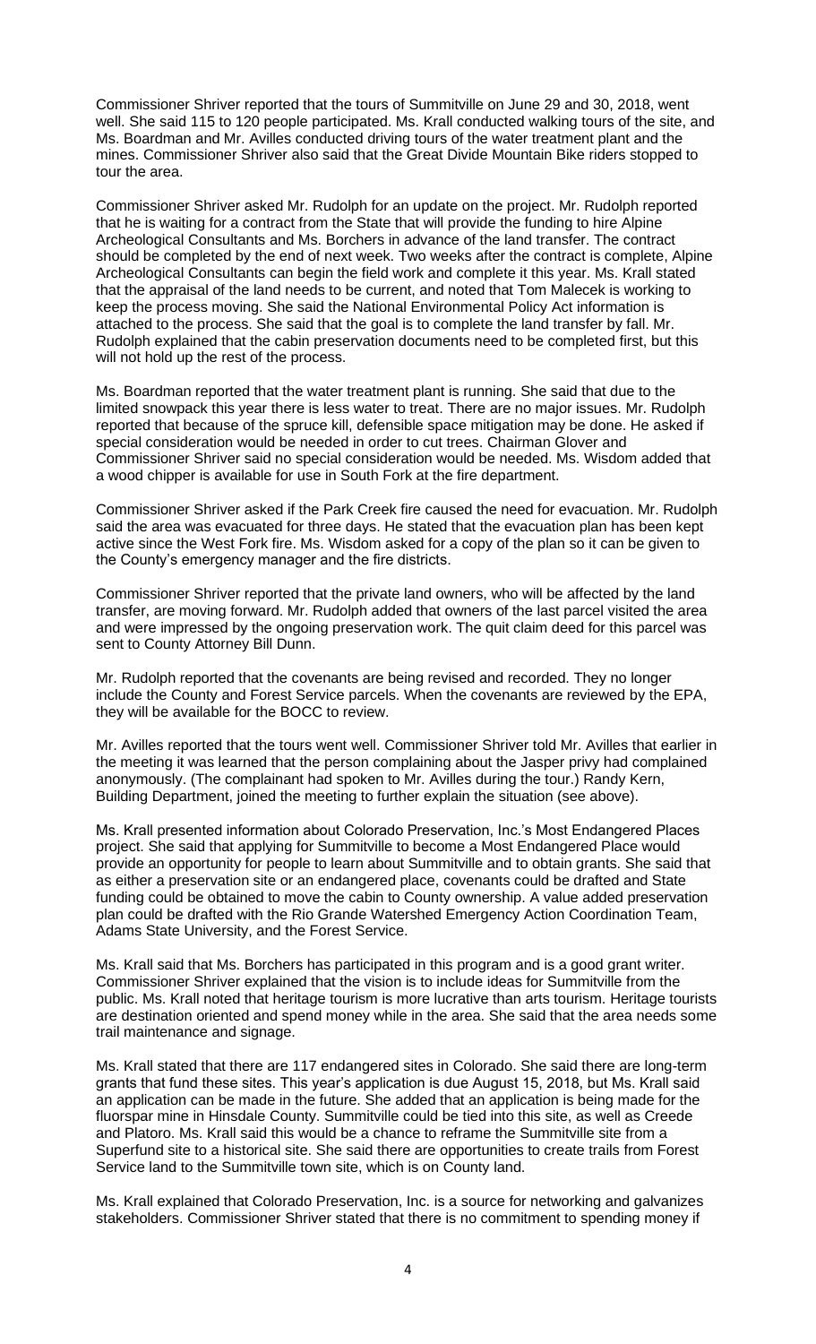Commissioner Shriver reported that the tours of Summitville on June 29 and 30, 2018, went well. She said 115 to 120 people participated. Ms. Krall conducted walking tours of the site, and Ms. Boardman and Mr. Avilles conducted driving tours of the water treatment plant and the mines. Commissioner Shriver also said that the Great Divide Mountain Bike riders stopped to tour the area.

Commissioner Shriver asked Mr. Rudolph for an update on the project. Mr. Rudolph reported that he is waiting for a contract from the State that will provide the funding to hire Alpine Archeological Consultants and Ms. Borchers in advance of the land transfer. The contract should be completed by the end of next week. Two weeks after the contract is complete, Alpine Archeological Consultants can begin the field work and complete it this year. Ms. Krall stated that the appraisal of the land needs to be current, and noted that Tom Malecek is working to keep the process moving. She said the National Environmental Policy Act information is attached to the process. She said that the goal is to complete the land transfer by fall. Mr. Rudolph explained that the cabin preservation documents need to be completed first, but this will not hold up the rest of the process.

Ms. Boardman reported that the water treatment plant is running. She said that due to the limited snowpack this year there is less water to treat. There are no major issues. Mr. Rudolph reported that because of the spruce kill, defensible space mitigation may be done. He asked if special consideration would be needed in order to cut trees. Chairman Glover and Commissioner Shriver said no special consideration would be needed. Ms. Wisdom added that a wood chipper is available for use in South Fork at the fire department.

Commissioner Shriver asked if the Park Creek fire caused the need for evacuation. Mr. Rudolph said the area was evacuated for three days. He stated that the evacuation plan has been kept active since the West Fork fire. Ms. Wisdom asked for a copy of the plan so it can be given to the County's emergency manager and the fire districts.

Commissioner Shriver reported that the private land owners, who will be affected by the land transfer, are moving forward. Mr. Rudolph added that owners of the last parcel visited the area and were impressed by the ongoing preservation work. The quit claim deed for this parcel was sent to County Attorney Bill Dunn.

Mr. Rudolph reported that the covenants are being revised and recorded. They no longer include the County and Forest Service parcels. When the covenants are reviewed by the EPA, they will be available for the BOCC to review.

Mr. Avilles reported that the tours went well. Commissioner Shriver told Mr. Avilles that earlier in the meeting it was learned that the person complaining about the Jasper privy had complained anonymously. (The complainant had spoken to Mr. Avilles during the tour.) Randy Kern, Building Department, joined the meeting to further explain the situation (see above).

Ms. Krall presented information about Colorado Preservation, Inc.'s Most Endangered Places project. She said that applying for Summitville to become a Most Endangered Place would provide an opportunity for people to learn about Summitville and to obtain grants. She said that as either a preservation site or an endangered place, covenants could be drafted and State funding could be obtained to move the cabin to County ownership. A value added preservation plan could be drafted with the Rio Grande Watershed Emergency Action Coordination Team, Adams State University, and the Forest Service.

Ms. Krall said that Ms. Borchers has participated in this program and is a good grant writer. Commissioner Shriver explained that the vision is to include ideas for Summitville from the public. Ms. Krall noted that heritage tourism is more lucrative than arts tourism. Heritage tourists are destination oriented and spend money while in the area. She said that the area needs some trail maintenance and signage.

Ms. Krall stated that there are 117 endangered sites in Colorado. She said there are long-term grants that fund these sites. This year's application is due August 15, 2018, but Ms. Krall said an application can be made in the future. She added that an application is being made for the fluorspar mine in Hinsdale County. Summitville could be tied into this site, as well as Creede and Platoro. Ms. Krall said this would be a chance to reframe the Summitville site from a Superfund site to a historical site. She said there are opportunities to create trails from Forest Service land to the Summitville town site, which is on County land.

Ms. Krall explained that Colorado Preservation, Inc. is a source for networking and galvanizes stakeholders. Commissioner Shriver stated that there is no commitment to spending money if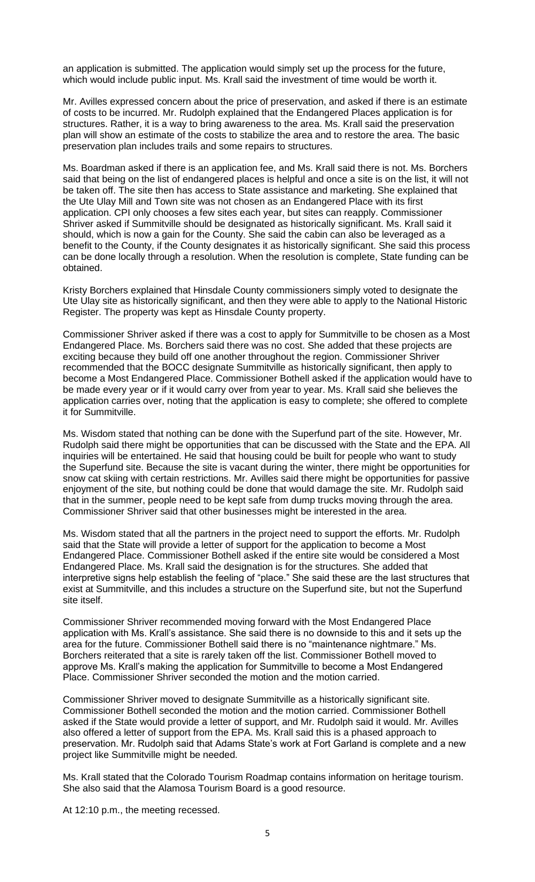an application is submitted. The application would simply set up the process for the future, which would include public input. Ms. Krall said the investment of time would be worth it.

Mr. Avilles expressed concern about the price of preservation, and asked if there is an estimate of costs to be incurred. Mr. Rudolph explained that the Endangered Places application is for structures. Rather, it is a way to bring awareness to the area. Ms. Krall said the preservation plan will show an estimate of the costs to stabilize the area and to restore the area. The basic preservation plan includes trails and some repairs to structures.

Ms. Boardman asked if there is an application fee, and Ms. Krall said there is not. Ms. Borchers said that being on the list of endangered places is helpful and once a site is on the list, it will not be taken off. The site then has access to State assistance and marketing. She explained that the Ute Ulay Mill and Town site was not chosen as an Endangered Place with its first application. CPI only chooses a few sites each year, but sites can reapply. Commissioner Shriver asked if Summitville should be designated as historically significant. Ms. Krall said it should, which is now a gain for the County. She said the cabin can also be leveraged as a benefit to the County, if the County designates it as historically significant. She said this process can be done locally through a resolution. When the resolution is complete, State funding can be obtained.

Kristy Borchers explained that Hinsdale County commissioners simply voted to designate the Ute Ulay site as historically significant, and then they were able to apply to the National Historic Register. The property was kept as Hinsdale County property.

Commissioner Shriver asked if there was a cost to apply for Summitville to be chosen as a Most Endangered Place. Ms. Borchers said there was no cost. She added that these projects are exciting because they build off one another throughout the region. Commissioner Shriver recommended that the BOCC designate Summitville as historically significant, then apply to become a Most Endangered Place. Commissioner Bothell asked if the application would have to be made every year or if it would carry over from year to year. Ms. Krall said she believes the application carries over, noting that the application is easy to complete; she offered to complete it for Summitville.

Ms. Wisdom stated that nothing can be done with the Superfund part of the site. However, Mr. Rudolph said there might be opportunities that can be discussed with the State and the EPA. All inquiries will be entertained. He said that housing could be built for people who want to study the Superfund site. Because the site is vacant during the winter, there might be opportunities for snow cat skiing with certain restrictions. Mr. Avilles said there might be opportunities for passive enjoyment of the site, but nothing could be done that would damage the site. Mr. Rudolph said that in the summer, people need to be kept safe from dump trucks moving through the area. Commissioner Shriver said that other businesses might be interested in the area.

Ms. Wisdom stated that all the partners in the project need to support the efforts. Mr. Rudolph said that the State will provide a letter of support for the application to become a Most Endangered Place. Commissioner Bothell asked if the entire site would be considered a Most Endangered Place. Ms. Krall said the designation is for the structures. She added that interpretive signs help establish the feeling of "place." She said these are the last structures that exist at Summitville, and this includes a structure on the Superfund site, but not the Superfund site itself.

Commissioner Shriver recommended moving forward with the Most Endangered Place application with Ms. Krall's assistance. She said there is no downside to this and it sets up the area for the future. Commissioner Bothell said there is no "maintenance nightmare." Ms. Borchers reiterated that a site is rarely taken off the list. Commissioner Bothell moved to approve Ms. Krall's making the application for Summitville to become a Most Endangered Place. Commissioner Shriver seconded the motion and the motion carried.

Commissioner Shriver moved to designate Summitville as a historically significant site. Commissioner Bothell seconded the motion and the motion carried. Commissioner Bothell asked if the State would provide a letter of support, and Mr. Rudolph said it would. Mr. Avilles also offered a letter of support from the EPA. Ms. Krall said this is a phased approach to preservation. Mr. Rudolph said that Adams State's work at Fort Garland is complete and a new project like Summitville might be needed.

Ms. Krall stated that the Colorado Tourism Roadmap contains information on heritage tourism. She also said that the Alamosa Tourism Board is a good resource.

At 12:10 p.m., the meeting recessed.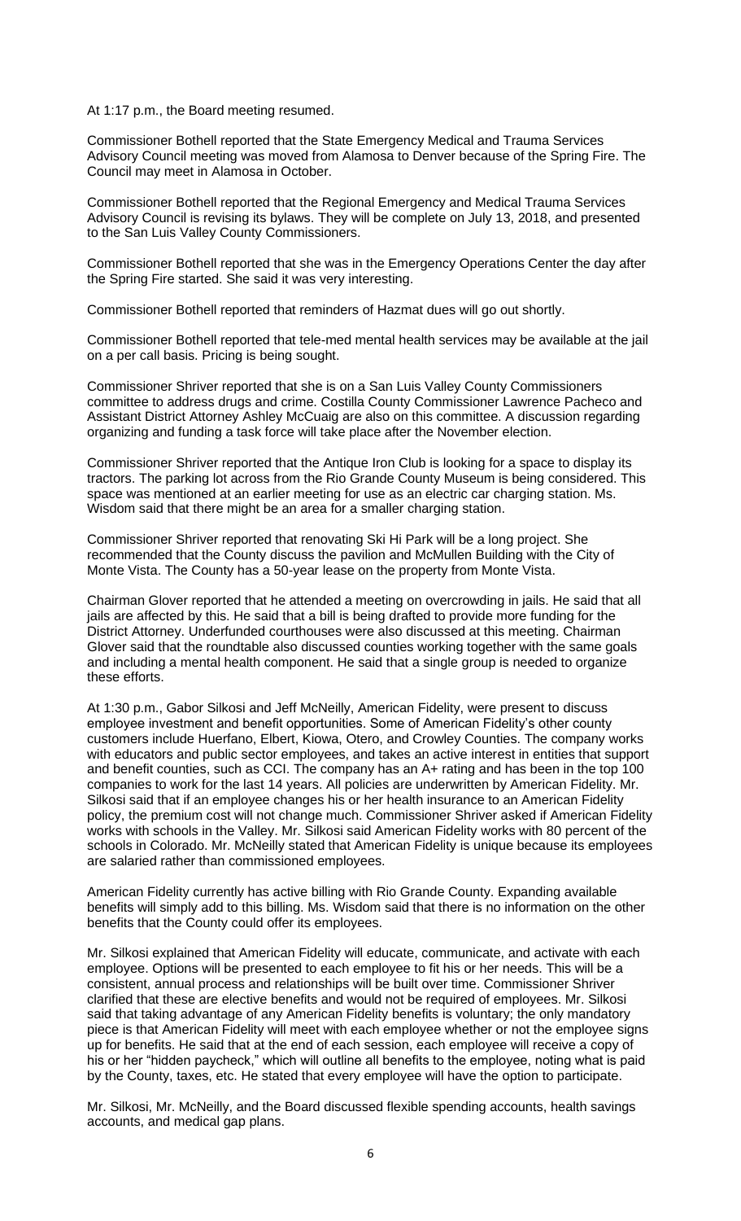At 1:17 p.m., the Board meeting resumed.

Commissioner Bothell reported that the State Emergency Medical and Trauma Services Advisory Council meeting was moved from Alamosa to Denver because of the Spring Fire. The Council may meet in Alamosa in October.

Commissioner Bothell reported that the Regional Emergency and Medical Trauma Services Advisory Council is revising its bylaws. They will be complete on July 13, 2018, and presented to the San Luis Valley County Commissioners.

Commissioner Bothell reported that she was in the Emergency Operations Center the day after the Spring Fire started. She said it was very interesting.

Commissioner Bothell reported that reminders of Hazmat dues will go out shortly.

Commissioner Bothell reported that tele-med mental health services may be available at the jail on a per call basis. Pricing is being sought.

Commissioner Shriver reported that she is on a San Luis Valley County Commissioners committee to address drugs and crime. Costilla County Commissioner Lawrence Pacheco and Assistant District Attorney Ashley McCuaig are also on this committee. A discussion regarding organizing and funding a task force will take place after the November election.

Commissioner Shriver reported that the Antique Iron Club is looking for a space to display its tractors. The parking lot across from the Rio Grande County Museum is being considered. This space was mentioned at an earlier meeting for use as an electric car charging station. Ms. Wisdom said that there might be an area for a smaller charging station.

Commissioner Shriver reported that renovating Ski Hi Park will be a long project. She recommended that the County discuss the pavilion and McMullen Building with the City of Monte Vista. The County has a 50-year lease on the property from Monte Vista.

Chairman Glover reported that he attended a meeting on overcrowding in jails. He said that all jails are affected by this. He said that a bill is being drafted to provide more funding for the District Attorney. Underfunded courthouses were also discussed at this meeting. Chairman Glover said that the roundtable also discussed counties working together with the same goals and including a mental health component. He said that a single group is needed to organize these efforts.

At 1:30 p.m., Gabor Silkosi and Jeff McNeilly, American Fidelity, were present to discuss employee investment and benefit opportunities. Some of American Fidelity's other county customers include Huerfano, Elbert, Kiowa, Otero, and Crowley Counties. The company works with educators and public sector employees, and takes an active interest in entities that support and benefit counties, such as CCI. The company has an A+ rating and has been in the top 100 companies to work for the last 14 years. All policies are underwritten by American Fidelity. Mr. Silkosi said that if an employee changes his or her health insurance to an American Fidelity policy, the premium cost will not change much. Commissioner Shriver asked if American Fidelity works with schools in the Valley. Mr. Silkosi said American Fidelity works with 80 percent of the schools in Colorado. Mr. McNeilly stated that American Fidelity is unique because its employees are salaried rather than commissioned employees.

American Fidelity currently has active billing with Rio Grande County. Expanding available benefits will simply add to this billing. Ms. Wisdom said that there is no information on the other benefits that the County could offer its employees.

Mr. Silkosi explained that American Fidelity will educate, communicate, and activate with each employee. Options will be presented to each employee to fit his or her needs. This will be a consistent, annual process and relationships will be built over time. Commissioner Shriver clarified that these are elective benefits and would not be required of employees. Mr. Silkosi said that taking advantage of any American Fidelity benefits is voluntary; the only mandatory piece is that American Fidelity will meet with each employee whether or not the employee signs up for benefits. He said that at the end of each session, each employee will receive a copy of his or her "hidden paycheck," which will outline all benefits to the employee, noting what is paid by the County, taxes, etc. He stated that every employee will have the option to participate.

Mr. Silkosi, Mr. McNeilly, and the Board discussed flexible spending accounts, health savings accounts, and medical gap plans.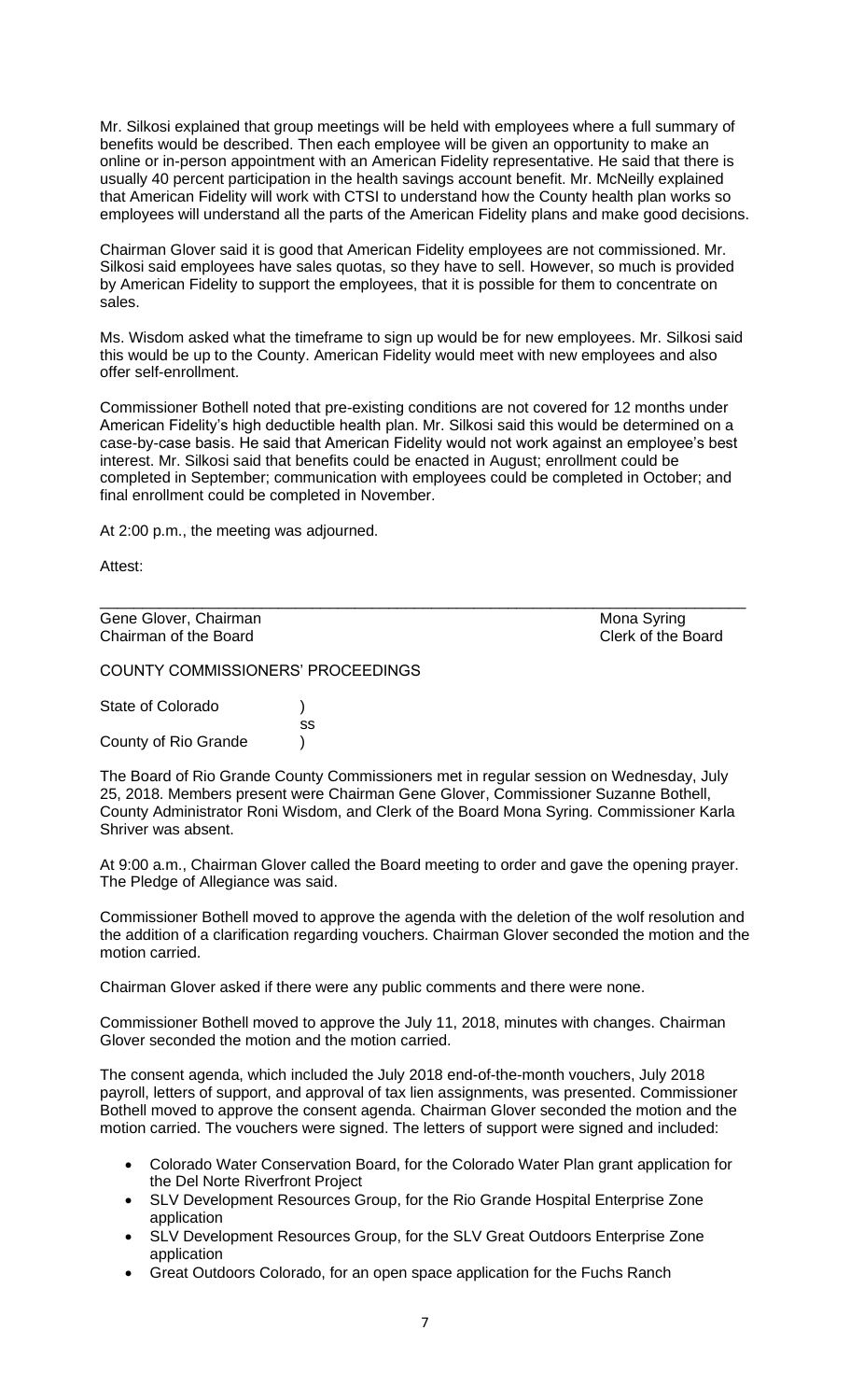Mr. Silkosi explained that group meetings will be held with employees where a full summary of benefits would be described. Then each employee will be given an opportunity to make an online or in-person appointment with an American Fidelity representative. He said that there is usually 40 percent participation in the health savings account benefit. Mr. McNeilly explained that American Fidelity will work with CTSI to understand how the County health plan works so employees will understand all the parts of the American Fidelity plans and make good decisions.

Chairman Glover said it is good that American Fidelity employees are not commissioned. Mr. Silkosi said employees have sales quotas, so they have to sell. However, so much is provided by American Fidelity to support the employees, that it is possible for them to concentrate on sales.

Ms. Wisdom asked what the timeframe to sign up would be for new employees. Mr. Silkosi said this would be up to the County. American Fidelity would meet with new employees and also offer self-enrollment.

Commissioner Bothell noted that pre-existing conditions are not covered for 12 months under American Fidelity's high deductible health plan. Mr. Silkosi said this would be determined on a case-by-case basis. He said that American Fidelity would not work against an employee's best interest. Mr. Silkosi said that benefits could be enacted in August; enrollment could be completed in September; communication with employees could be completed in October; and final enrollment could be completed in November.

At 2:00 p.m., the meeting was adjourned.

Attest:

Gene Glover, Chairman
Chairman of the Board

Mona Syring
Clerk of the Board

COUNTY COMMISSIONERS' PROCEEDINGS

State of Colorado )
ss
County of Rio Grande )

The Board of Rio Grande County Commissioners met in regular session on Wednesday, July 25, 2018. Members present were Chairman Gene Glover, Commissioner Suzanne Bothell, County Administrator Roni Wisdom, and Clerk of the Board Mona Syring. Commissioner Karla Shriver was absent.

At 9:00 a.m., Chairman Glover called the Board meeting to order and gave the opening prayer. The Pledge of Allegiance was said.

Commissioner Bothell moved to approve the agenda with the deletion of the wolf resolution and the addition of a clarification regarding vouchers. Chairman Glover seconded the motion and the motion carried.

Chairman Glover asked if there were any public comments and there were none.

Commissioner Bothell moved to approve the July 11, 2018, minutes with changes. Chairman Glover seconded the motion and the motion carried.

The consent agenda, which included the July 2018 end-of-the-month vouchers, July 2018 payroll, letters of support, and approval of tax lien assignments, was presented. Commissioner Bothell moved to approve the consent agenda. Chairman Glover seconded the motion and the motion carried. The vouchers were signed. The letters of support were signed and included:

- Colorado Water Conservation Board, for the Colorado Water Plan grant application for the Del Norte Riverfront Project
- SLV Development Resources Group, for the Rio Grande Hospital Enterprise Zone application
- SLV Development Resources Group, for the SLV Great Outdoors Enterprise Zone application
- Great Outdoors Colorado, for an open space application for the Fuchs Ranch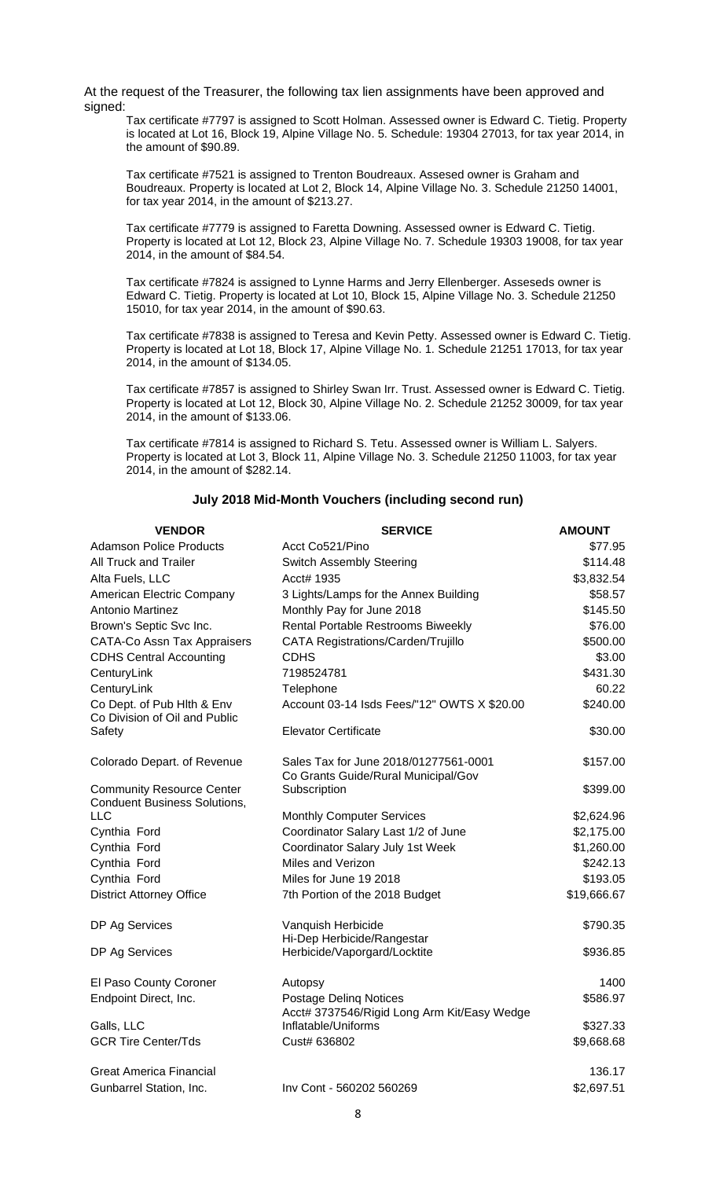At the request of the Treasurer, the following tax lien assignments have been approved and signed:

Tax certificate #7797 is assigned to Scott Holman. Assessed owner is Edward C. Tietig. Property is located at Lot 16, Block 19, Alpine Village No. 5. Schedule: 19304 27013, for tax year 2014, in the amount of $90.89.

Tax certificate #7521 is assigned to Trenton Boudreaux. Assesed owner is Graham and Boudreaux. Property is located at Lot 2, Block 14, Alpine Village No. 3. Schedule 21250 14001, for tax year 2014, in the amount of $213.27.

Tax certificate #7779 is assigned to Faretta Downing. Assessed owner is Edward C. Tietig. Property is located at Lot 12, Block 23, Alpine Village No. 7. Schedule 19303 19008, for tax year 2014, in the amount of $84.54.

Tax certificate #7824 is assigned to Lynne Harms and Jerry Ellenberger. Asseseds owner is Edward C. Tietig. Property is located at Lot 10, Block 15, Alpine Village No. 3. Schedule 21250 15010, for tax year 2014, in the amount of $90.63.

Tax certificate #7838 is assigned to Teresa and Kevin Petty. Assessed owner is Edward C. Tietig. Property is located at Lot 18, Block 17, Alpine Village No. 1. Schedule 21251 17013, for tax year 2014, in the amount of $134.05.

Tax certificate #7857 is assigned to Shirley Swan Irr. Trust. Assessed owner is Edward C. Tietig. Property is located at Lot 12, Block 30, Alpine Village No. 2. Schedule 21252 30009, for tax year 2014, in the amount of $133.06.

Tax certificate #7814 is assigned to Richard S. Tetu. Assessed owner is William L. Salyers. Property is located at Lot 3, Block 11, Alpine Village No. 3. Schedule 21250 11003, for tax year 2014, in the amount of $282.14.

## July 2018 Mid-Month Vouchers (including second run)

| VENDOR | SERVICE | AMOUNT |
|---|---|---|
| Adamson Police Products | Acct Co521/Pino | $77.95 |
| All Truck and Trailer | Switch Assembly Steering | $114.48 |
| Alta Fuels, LLC | Acct# 1935 | $3,832.54 |
| American Electric Company | 3 Lights/Lamps for the Annex Building | $58.57 |
| Antonio Martinez | Monthly Pay for June 2018 | $145.50 |
| Brown's Septic Svc Inc. | Rental Portable Restrooms Biweekly | $76.00 |
| CATA-Co Assn Tax Appraisers | CATA Registrations/Carden/Trujillo | $500.00 |
| CDHS Central Accounting | CDHS | $3.00 |
| CenturyLink | 7198524781 | $431.30 |
| CenturyLink | Telephone | 60.22 |
| Co Dept. of Pub Hlth & Env | Account 03-14 Isds Fees/"12" OWTS X $20.00 | $240.00 |
| Co Division of Oil and Public Safety | Elevator Certificate | $30.00 |
| Colorado Depart. of Revenue | Sales Tax for June 2018/01277561-0001 | $157.00 |
| Community Resource Center | Co Grants Guide/Rural Municipal/Gov Subscription | $399.00 |
| Conduent Business Solutions, LLC | Monthly Computer Services | $2,624.96 |
| Cynthia Ford | Coordinator Salary Last 1/2 of June | $2,175.00 |
| Cynthia Ford | Coordinator Salary July 1st Week | $1,260.00 |
| Cynthia Ford | Miles and Verizon | $242.13 |
| Cynthia Ford | Miles for June 19 2018 | $193.05 |
| District Attorney Office | 7th Portion of the 2018 Budget | $19,666.67 |
| DP Ag Services | Vanquish Herbicide | $790.35 |
| DP Ag Services | Hi-Dep Herbicide/Rangestar Herbicide/Vaporgard/Locktite | $936.85 |
| El Paso County Coroner | Autopsy | 1400 |
| Endpoint Direct, Inc. | Postage Delinq Notices | $586.97 |
| Galls, LLC | Acct# 3737546/Rigid Long Arm Kit/Easy Wedge Inflatable/Uniforms | $327.33 |
| GCR Tire Center/Tds | Cust# 636802 | $9,668.68 |
| Great America Financial | | 136.17 |
| Gunbarrel Station, Inc. | Inv Cont - 560202 560269 | $2,697.51 |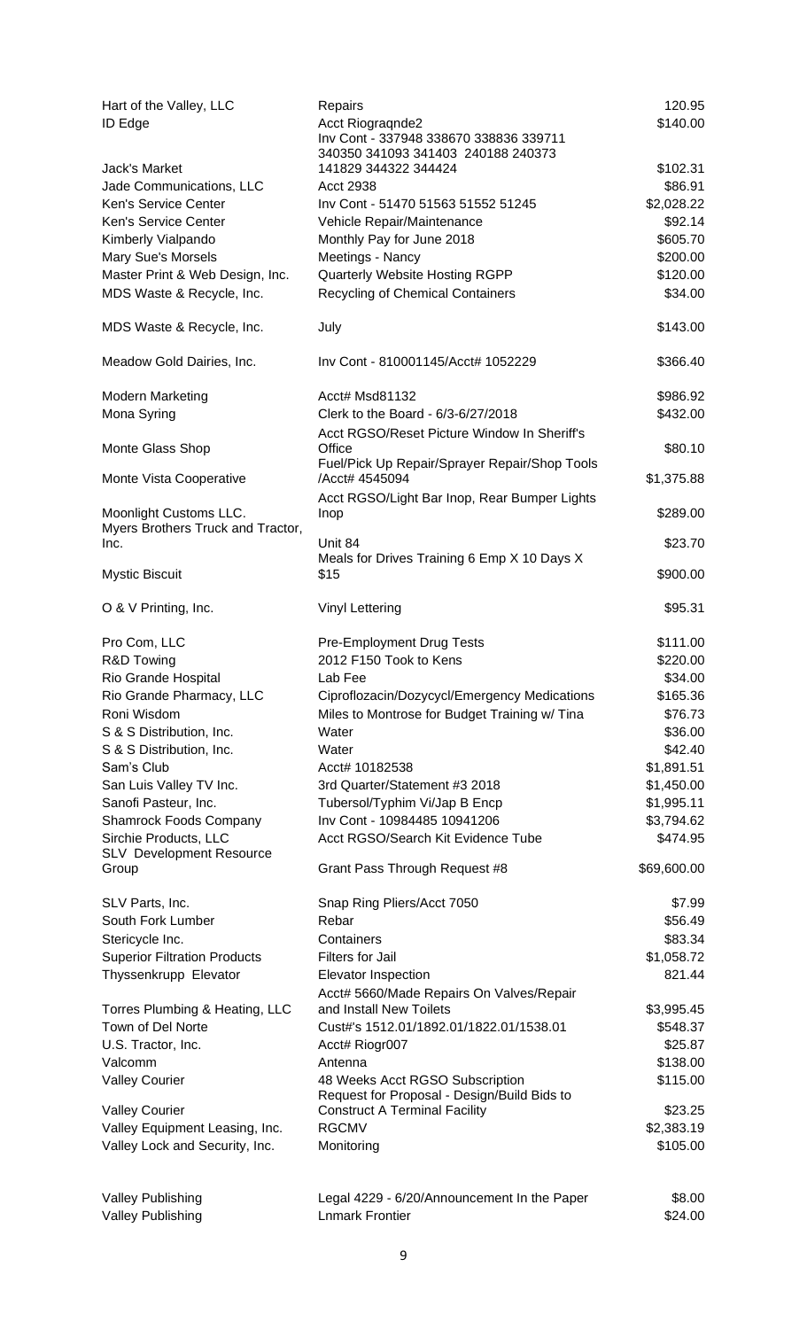| | | |
|---|---|---|
| Hart of the Valley, LLC | Repairs | 120.95 |
| ID Edge | Acct Riograqnde2 | $140.00 |
| Jack's Market | Inv Cont - 337948 338670 338836 339711 340350 341093 341403 240188 240373 141829 344322 344424 | $102.31 |
| Jade Communications, LLC | Acct 2938 | $86.91 |
| Ken's Service Center | Inv Cont - 51470 51563 51552 51245 | $2,028.22 |
| Ken's Service Center | Vehicle Repair/Maintenance | $92.14 |
| Kimberly Vialpando | Monthly Pay for June 2018 | $605.70 |
| Mary Sue's Morsels | Meetings - Nancy | $200.00 |
| Master Print & Web Design, Inc. | Quarterly Website Hosting RGPP | $120.00 |
| MDS Waste & Recycle, Inc. | Recycling of Chemical Containers | $34.00 |
| MDS Waste & Recycle, Inc. | July | $143.00 |
| Meadow Gold Dairies, Inc. | Inv Cont - 810001145/Acct# 1052229 | $366.40 |
| Modern Marketing | Acct# Msd81132 | $986.92 |
| Mona Syring | Clerk to the Board - 6/3-6/27/2018 | $432.00 |
| Monte Glass Shop | Acct RGSO/Reset Picture Window In Sheriff's Office | $80.10 |
| Monte Vista Cooperative | Fuel/Pick Up Repair/Sprayer Repair/Shop Tools /Acct# 4545094 | $1,375.88 |
| Moonlight Customs LLC. | Acct RGSO/Light Bar Inop, Rear Bumper Lights Inop | $289.00 |
| Myers Brothers Truck and Tractor, Inc. | Unit 84 | $23.70 |
| Mystic Biscuit | Meals for Drives Training 6 Emp X 10 Days X $15 | $900.00 |
| O & V Printing, Inc. | Vinyl Lettering | $95.31 |
| Pro Com, LLC | Pre-Employment Drug Tests | $111.00 |
| R&D Towing | 2012 F150 Took to Kens | $220.00 |
| Rio Grande Hospital | Lab Fee | $34.00 |
| Rio Grande Pharmacy, LLC | Ciproflozacin/Dozycycl/Emergency Medications | $165.36 |
| Roni Wisdom | Miles to Montrose for Budget Training w/ Tina | $76.73 |
| S & S Distribution, Inc. | Water | $36.00 |
| S & S Distribution, Inc. | Water | $42.40 |
| Sam's Club | Acct# 10182538 | $1,891.51 |
| San Luis Valley TV Inc. | 3rd Quarter/Statement #3 2018 | $1,450.00 |
| Sanofi Pasteur, Inc. | Tubersol/Typhim Vi/Jap B Encp | $1,995.11 |
| Shamrock Foods Company | Inv Cont - 10984485 10941206 | $3,794.62 |
| Sirchie Products, LLC | Acct RGSO/Search Kit Evidence Tube | $474.95 |
| SLV Development Resource Group | Grant Pass Through Request #8 | $69,600.00 |
| SLV Parts, Inc. | Snap Ring Pliers/Acct 7050 | $7.99 |
| South Fork Lumber | Rebar | $56.49 |
| Stericycle Inc. | Containers | $83.34 |
| Superior Filtration Products | Filters for Jail | $1,058.72 |
| Thyssenkrupp Elevator | Elevator Inspection | 821.44 |
| Torres Plumbing & Heating, LLC | Acct# 5660/Made Repairs On Valves/Repair and Install New Toilets | $3,995.45 |
| Town of Del Norte | Cust#'s 1512.01/1892.01/1822.01/1538.01 | $548.37 |
| U.S. Tractor, Inc. | Acct# Riogr007 | $25.87 |
| Valcomm | Antenna | $138.00 |
| Valley Courier | 48 Weeks Acct RGSO Subscription | $115.00 |
| Valley Courier | Request for Proposal - Design/Build Bids to Construct A Terminal Facility | $23.25 |
| Valley Equipment Leasing, Inc. | RGCMV | $2,383.19 |
| Valley Lock and Security, Inc. | Monitoring | $105.00 |
| Valley Publishing | Legal 4229 - 6/20/Announcement In the Paper | $8.00 |
| Valley Publishing | Lnmark Frontier | $24.00 |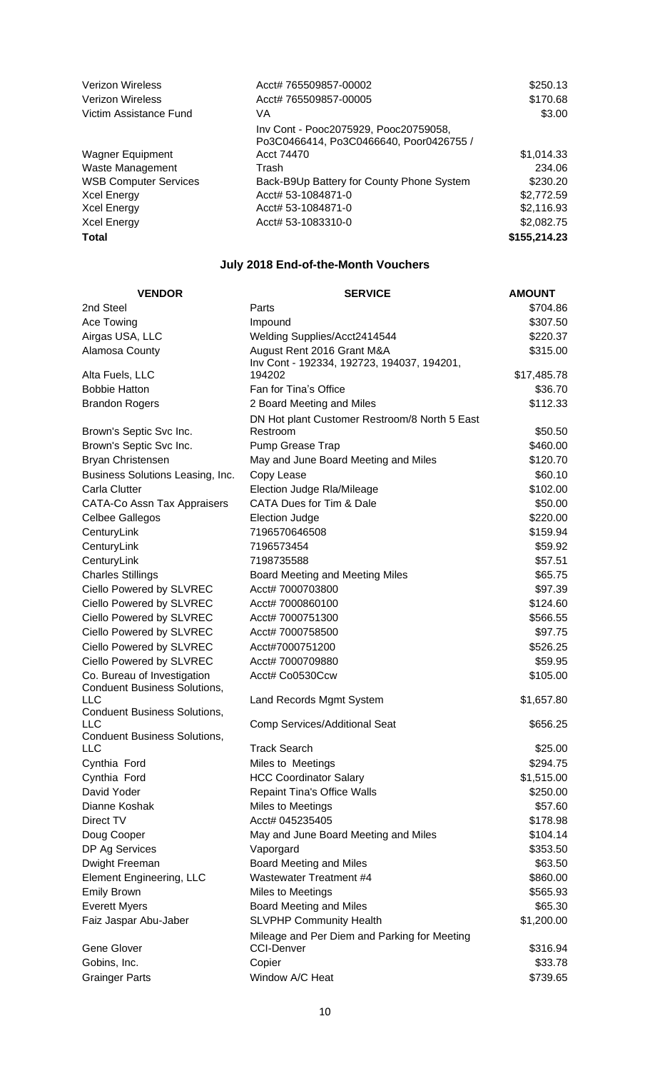| | | |
|---|---|---|
| Verizon Wireless | Acct# 765509857-00002 | $250.13 |
| Verizon Wireless | Acct# 765509857-00005 | $170.68 |
| Victim Assistance Fund | VA | $3.00 |
| Wagner Equipment | Inv Cont - Pooc2075929, Pooc20759058, Po3C0466414, Po3C0466640, Poor0426755 / Acct 74470 | $1,014.33 |
| Waste Management | Trash | 234.06 |
| WSB Computer Services | Back-B9Up Battery for County Phone System | $230.20 |
| Xcel Energy | Acct# 53-1084871-0 | $2,772.59 |
| Xcel Energy | Acct# 53-1084871-0 | $2,116.93 |
| Xcel Energy | Acct# 53-1083310-0 | $2,082.75 |
| **Total** | | **$155,214.23** |

## July 2018 End-of-the-Month Vouchers

| VENDOR | SERVICE | AMOUNT |
|---|---|---|
| 2nd Steel | Parts | $704.86 |
| Ace Towing | Impound | $307.50 |
| Airgas USA, LLC | Welding Supplies/Acct2414544 | $220.37 |
| Alamosa County | August Rent 2016 Grant M&A | $315.00 |
| Alta Fuels, LLC | Inv Cont - 192334, 192723, 194037, 194201, 194202 | $17,485.78 |
| Bobbie Hatton | Fan for Tina's Office | $36.70 |
| Brandon Rogers | 2 Board Meeting and Miles | $112.33 |
| Brown's Septic Svc Inc. | DN Hot plant Customer Restroom/8 North 5 East Restroom | $50.50 |
| Brown's Septic Svc Inc. | Pump Grease Trap | $460.00 |
| Bryan Christensen | May and June Board Meeting and Miles | $120.70 |
| Business Solutions Leasing, Inc. | Copy Lease | $60.10 |
| Carla Clutter | Election Judge Rla/Mileage | $102.00 |
| CATA-Co Assn Tax Appraisers | CATA Dues for Tim & Dale | $50.00 |
| Celbee Gallegos | Election Judge | $220.00 |
| CenturyLink | 7196570646508 | $159.94 |
| CenturyLink | 7196573454 | $59.92 |
| CenturyLink | 7198735588 | $57.51 |
| Charles Stillings | Board Meeting and Meeting Miles | $65.75 |
| Ciello Powered by SLVREC | Acct# 7000703800 | $97.39 |
| Ciello Powered by SLVREC | Acct# 7000860100 | $124.60 |
| Ciello Powered by SLVREC | Acct# 7000751300 | $566.55 |
| Ciello Powered by SLVREC | Acct# 7000758500 | $97.75 |
| Ciello Powered by SLVREC | Acct#7000751200 | $526.25 |
| Ciello Powered by SLVREC | Acct# 7000709880 | $59.95 |
| Co. Bureau of Investigation | Acct# Co0530Ccw | $105.00 |
| Conduent Business Solutions, LLC | Land Records Mgmt System | $1,657.80 |
| Conduent Business Solutions, LLC | Comp Services/Additional Seat | $656.25 |
| Conduent Business Solutions, LLC | Track Search | $25.00 |
| Cynthia Ford | Miles to Meetings | $294.75 |
| Cynthia Ford | HCC Coordinator Salary | $1,515.00 |
| David Yoder | Repaint Tina's Office Walls | $250.00 |
| Dianne Koshak | Miles to Meetings | $57.60 |
| Direct TV | Acct# 045235405 | $178.98 |
| Doug Cooper | May and June Board Meeting and Miles | $104.14 |
| DP Ag Services | Vaporgard | $353.50 |
| Dwight Freeman | Board Meeting and Miles | $63.50 |
| Element Engineering, LLC | Wastewater Treatment #4 | $860.00 |
| Emily Brown | Miles to Meetings | $565.93 |
| Everett Myers | Board Meeting and Miles | $65.30 |
| Faiz Jaspar Abu-Jaber | SLVPHP Community Health | $1,200.00 |
| Gene Glover | Mileage and Per Diem and Parking for Meeting CCI-Denver | $316.94 |
| Gobins, Inc. | Copier | $33.78 |
| Grainger Parts | Window A/C Heat | $739.65 |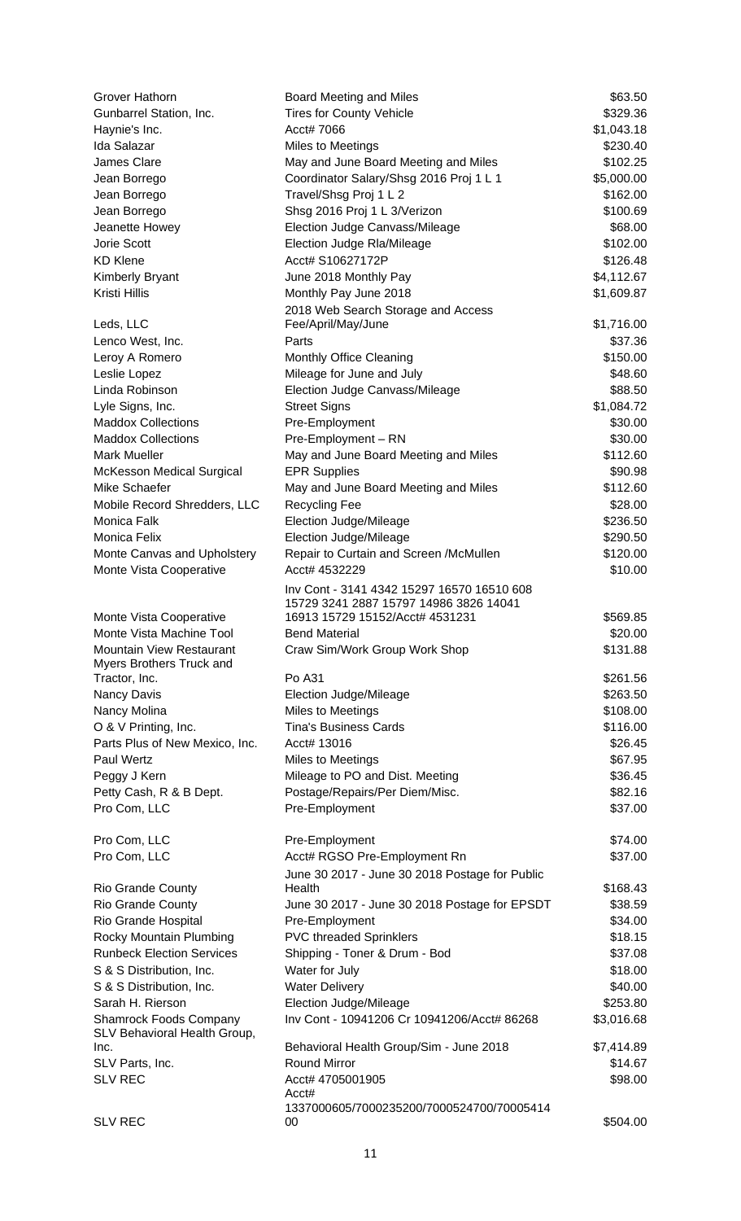| | | |
|---|---|---|
| Grover Hathorn | Board Meeting and Miles | $63.50 |
| Gunbarrel Station, Inc. | Tires for County Vehicle | $329.36 |
| Haynie's Inc. | Acct# 7066 | $1,043.18 |
| Ida Salazar | Miles to Meetings | $230.40 |
| James Clare | May and June Board Meeting and Miles | $102.25 |
| Jean Borrego | Coordinator Salary/Shsg 2016 Proj 1 L 1 | $5,000.00 |
| Jean Borrego | Travel/Shsg Proj 1 L 2 | $162.00 |
| Jean Borrego | Shsg 2016 Proj 1 L 3/Verizon | $100.69 |
| Jeanette Howey | Election Judge Canvass/Mileage | $68.00 |
| Jorie Scott | Election Judge Rla/Mileage | $102.00 |
| KD Klene | Acct# S10627172P | $126.48 |
| Kimberly Bryant | June 2018 Monthly Pay | $4,112.67 |
| Kristi Hillis | Monthly Pay June 2018 | $1,609.87 |
| Leds, LLC | 2018 Web Search Storage and Access Fee/April/May/June | $1,716.00 |
| Lenco West, Inc. | Parts | $37.36 |
| Leroy A Romero | Monthly Office Cleaning | $150.00 |
| Leslie Lopez | Mileage for June and July | $48.60 |
| Linda Robinson | Election Judge Canvass/Mileage | $88.50 |
| Lyle Signs, Inc. | Street Signs | $1,084.72 |
| Maddox Collections | Pre-Employment | $30.00 |
| Maddox Collections | Pre-Employment – RN | $30.00 |
| Mark Mueller | May and June Board Meeting and Miles | $112.60 |
| McKesson Medical Surgical | EPR Supplies | $90.98 |
| Mike Schaefer | May and June Board Meeting and Miles | $112.60 |
| Mobile Record Shredders, LLC | Recycling Fee | $28.00 |
| Monica Falk | Election Judge/Mileage | $236.50 |
| Monica Felix | Election Judge/Mileage | $290.50 |
| Monte Canvas and Upholstery | Repair to Curtain and Screen /McMullen | $120.00 |
| Monte Vista Cooperative | Acct# 4532229 | $10.00 |
| Monte Vista Cooperative | Inv Cont - 3141 4342 15297 16570 16510 608 15729 3241 2887 15797 14986 3826 14041 16913 15729 15152/Acct# 4531231 | $569.85 |
| Monte Vista Machine Tool | Bend Material | $20.00 |
| Mountain View Restaurant | Craw Sim/Work Group Work Shop | $131.88 |
| Myers Brothers Truck and Tractor, Inc. | Po A31 | $261.56 |
| Nancy Davis | Election Judge/Mileage | $263.50 |
| Nancy Molina | Miles to Meetings | $108.00 |
| O & V Printing, Inc. | Tina's Business Cards | $116.00 |
| Parts Plus of New Mexico, Inc. | Acct# 13016 | $26.45 |
| Paul Wertz | Miles to Meetings | $67.95 |
| Peggy J Kern | Mileage to PO and Dist. Meeting | $36.45 |
| Petty Cash, R & B Dept. | Postage/Repairs/Per Diem/Misc. | $82.16 |
| Pro Com, LLC | Pre-Employment | $37.00 |
| Pro Com, LLC | Pre-Employment | $74.00 |
| Pro Com, LLC | Acct# RGSO Pre-Employment Rn | $37.00 |
| Rio Grande County | June 30 2017 - June 30 2018 Postage for Public Health | $168.43 |
| Rio Grande County | June 30 2017 - June 30 2018 Postage for EPSDT | $38.59 |
| Rio Grande Hospital | Pre-Employment | $34.00 |
| Rocky Mountain Plumbing | PVC threaded Sprinklers | $18.15 |
| Runbeck Election Services | Shipping - Toner & Drum - Bod | $37.08 |
| S & S Distribution, Inc. | Water for July | $18.00 |
| S & S Distribution, Inc. | Water Delivery | $40.00 |
| Sarah H. Rierson | Election Judge/Mileage | $253.80 |
| Shamrock Foods Company | Inv Cont - 10941206 Cr 10941206/Acct# 86268 | $3,016.68 |
| SLV Behavioral Health Group, Inc. | Behavioral Health Group/Sim - June 2018 | $7,414.89 |
| SLV Parts, Inc. | Round Mirror | $14.67 |
| SLV REC | Acct# 4705001905 | $98.00 |
| SLV REC | Acct# 1337000605/7000235200/7000524700/7000541400 | $504.00 |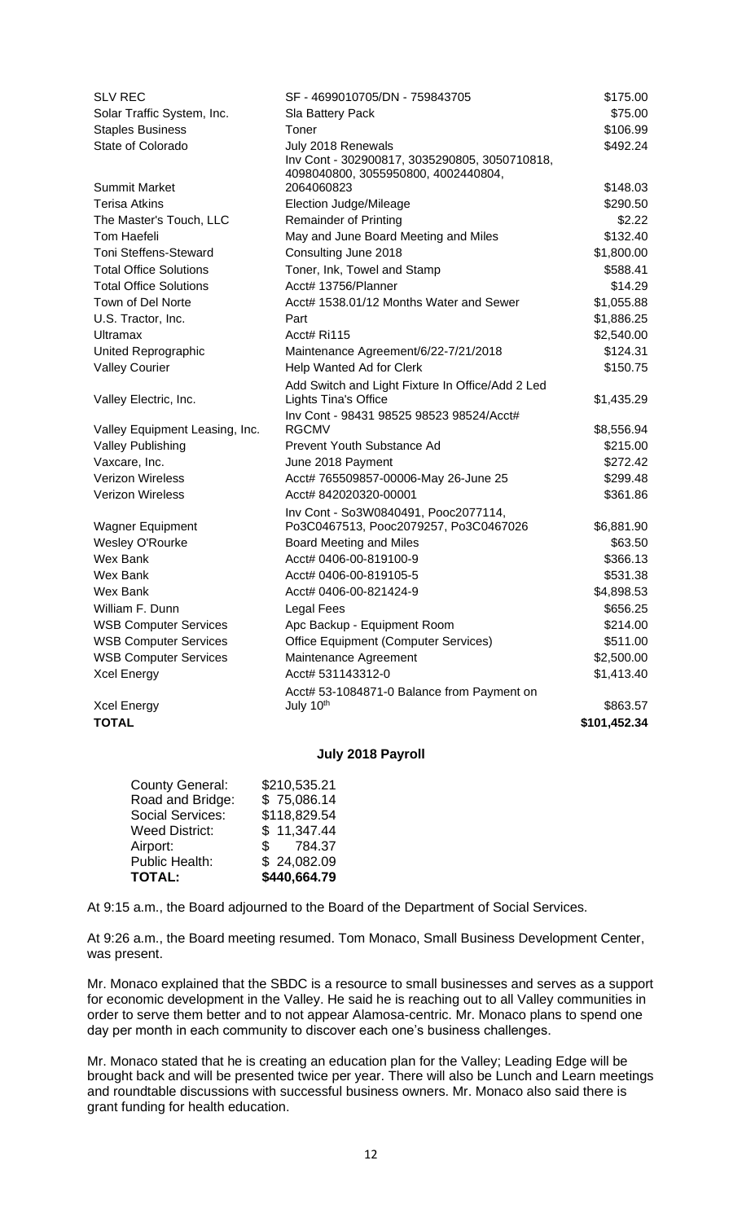| | | |
|---|---|---|
| SLV REC | SF - 4699010705/DN - 759843705 | $175.00 |
| Solar Traffic System, Inc. | Sla Battery Pack | $75.00 |
| Staples Business | Toner | $106.99 |
| State of Colorado | July 2018 Renewals | $492.24 |
| Summit Market | Inv Cont - 302900817, 3035290805, 3050710818, 4098040800, 3055950800, 4002440804, 2064060823 | $148.03 |
| Terisa Atkins | Election Judge/Mileage | $290.50 |
| The Master's Touch, LLC | Remainder of Printing | $2.22 |
| Tom Haefeli | May and June Board Meeting and Miles | $132.40 |
| Toni Steffens-Steward | Consulting June 2018 | $1,800.00 |
| Total Office Solutions | Toner, Ink, Towel and Stamp | $588.41 |
| Total Office Solutions | Acct# 13756/Planner | $14.29 |
| Town of Del Norte | Acct# 1538.01/12 Months Water and Sewer | $1,055.88 |
| U.S. Tractor, Inc. | Part | $1,886.25 |
| Ultramax | Acct# Ri115 | $2,540.00 |
| United Reprographic | Maintenance Agreement/6/22-7/21/2018 | $124.31 |
| Valley Courier | Help Wanted Ad for Clerk | $150.75 |
| Valley Electric, Inc. | Add Switch and Light Fixture In Office/Add 2 Led Lights Tina's Office | $1,435.29 |
| Valley Equipment Leasing, Inc. | Inv Cont - 98431 98525 98523 98524/Acct# RGCMV | $8,556.94 |
| Valley Publishing | Prevent Youth Substance Ad | $215.00 |
| Vaxcare, Inc. | June 2018 Payment | $272.42 |
| Verizon Wireless | Acct# 765509857-00006-May 26-June 25 | $299.48 |
| Verizon Wireless | Acct# 842020320-00001 | $361.86 |
| Wagner Equipment | Inv Cont - So3W0840491, Pooc2077114, Po3C0467513, Pooc2079257, Po3C0467026 | $6,881.90 |
| Wesley O'Rourke | Board Meeting and Miles | $63.50 |
| Wex Bank | Acct# 0406-00-819100-9 | $366.13 |
| Wex Bank | Acct# 0406-00-819105-5 | $531.38 |
| Wex Bank | Acct# 0406-00-821424-9 | $4,898.53 |
| William F. Dunn | Legal Fees | $656.25 |
| WSB Computer Services | Apc Backup - Equipment Room | $214.00 |
| WSB Computer Services | Office Equipment (Computer Services) | $511.00 |
| WSB Computer Services | Maintenance Agreement | $2,500.00 |
| Xcel Energy | Acct# 531143312-0 | $1,413.40 |
| Xcel Energy | Acct# 53-1084871-0 Balance from Payment on July 10th | $863.57 |
| **TOTAL** | | **$101,452.34** |

## July 2018 Payroll

| | |
|---|---|
| County General: | $210,535.21 |
| Road and Bridge: | $ 75,086.14 |
| Social Services: | $118,829.54 |
| Weed District: | $ 11,347.44 |
| Airport: | $ 784.37 |
| Public Health: | $ 24,082.09 |
| **TOTAL:** | **$440,664.79** |

At 9:15 a.m., the Board adjourned to the Board of the Department of Social Services.

At 9:26 a.m., the Board meeting resumed. Tom Monaco, Small Business Development Center, was present.

Mr. Monaco explained that the SBDC is a resource to small businesses and serves as a support for economic development in the Valley. He said he is reaching out to all Valley communities in order to serve them better and to not appear Alamosa-centric. Mr. Monaco plans to spend one day per month in each community to discover each one's business challenges.

Mr. Monaco stated that he is creating an education plan for the Valley; Leading Edge will be brought back and will be presented twice per year. There will also be Lunch and Learn meetings and roundtable discussions with successful business owners. Mr. Monaco also said there is grant funding for health education.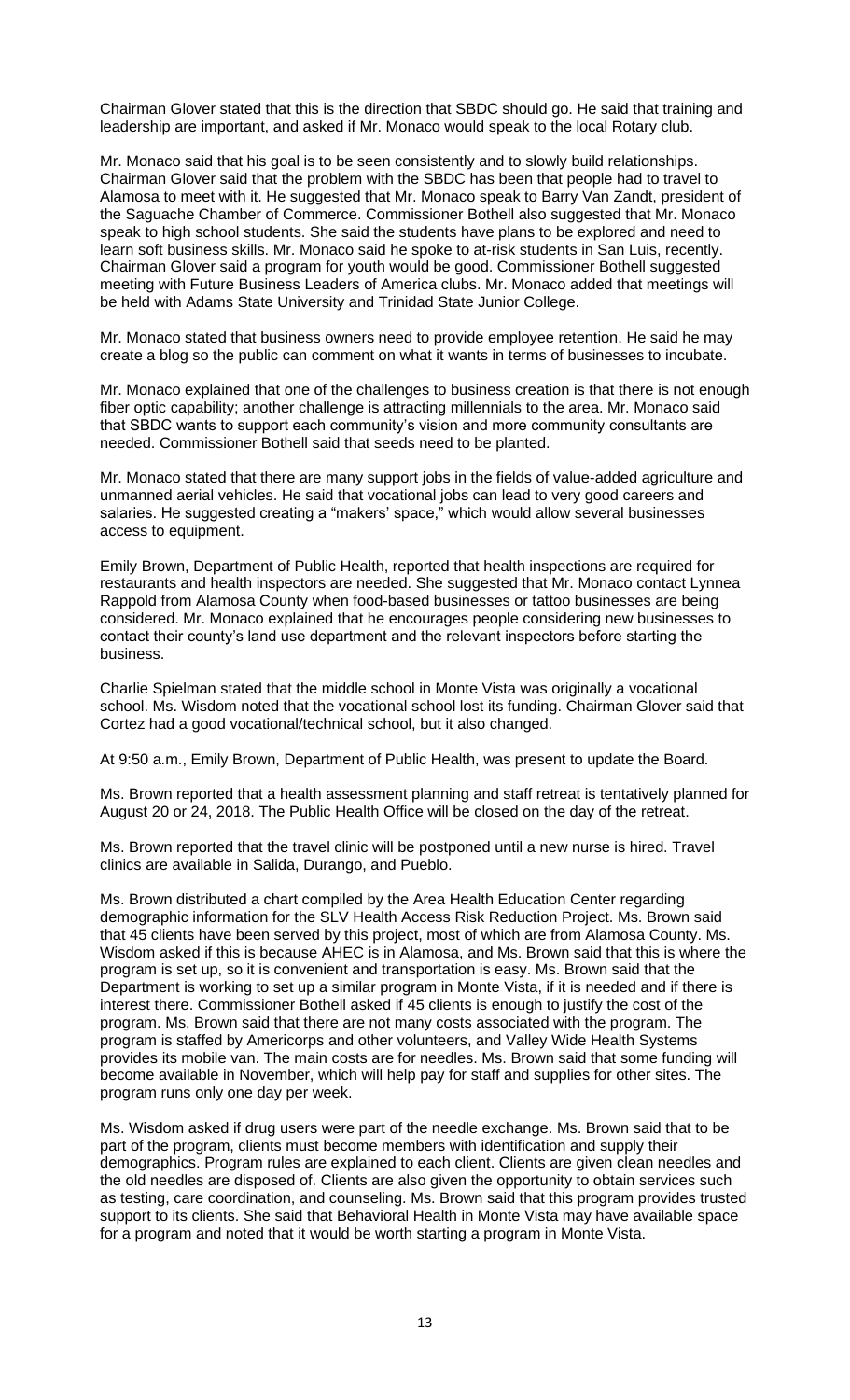Chairman Glover stated that this is the direction that SBDC should go. He said that training and leadership are important, and asked if Mr. Monaco would speak to the local Rotary club.

Mr. Monaco said that his goal is to be seen consistently and to slowly build relationships. Chairman Glover said that the problem with the SBDC has been that people had to travel to Alamosa to meet with it. He suggested that Mr. Monaco speak to Barry Van Zandt, president of the Saguache Chamber of Commerce. Commissioner Bothell also suggested that Mr. Monaco speak to high school students. She said the students have plans to be explored and need to learn soft business skills. Mr. Monaco said he spoke to at-risk students in San Luis, recently. Chairman Glover said a program for youth would be good. Commissioner Bothell suggested meeting with Future Business Leaders of America clubs. Mr. Monaco added that meetings will be held with Adams State University and Trinidad State Junior College.

Mr. Monaco stated that business owners need to provide employee retention. He said he may create a blog so the public can comment on what it wants in terms of businesses to incubate.

Mr. Monaco explained that one of the challenges to business creation is that there is not enough fiber optic capability; another challenge is attracting millennials to the area. Mr. Monaco said that SBDC wants to support each community's vision and more community consultants are needed. Commissioner Bothell said that seeds need to be planted.

Mr. Monaco stated that there are many support jobs in the fields of value-added agriculture and unmanned aerial vehicles. He said that vocational jobs can lead to very good careers and salaries. He suggested creating a "makers' space," which would allow several businesses access to equipment.

Emily Brown, Department of Public Health, reported that health inspections are required for restaurants and health inspectors are needed. She suggested that Mr. Monaco contact Lynnea Rappold from Alamosa County when food-based businesses or tattoo businesses are being considered. Mr. Monaco explained that he encourages people considering new businesses to contact their county's land use department and the relevant inspectors before starting the business.

Charlie Spielman stated that the middle school in Monte Vista was originally a vocational school. Ms. Wisdom noted that the vocational school lost its funding. Chairman Glover said that Cortez had a good vocational/technical school, but it also changed.

At 9:50 a.m., Emily Brown, Department of Public Health, was present to update the Board.

Ms. Brown reported that a health assessment planning and staff retreat is tentatively planned for August 20 or 24, 2018. The Public Health Office will be closed on the day of the retreat.

Ms. Brown reported that the travel clinic will be postponed until a new nurse is hired. Travel clinics are available in Salida, Durango, and Pueblo.

Ms. Brown distributed a chart compiled by the Area Health Education Center regarding demographic information for the SLV Health Access Risk Reduction Project. Ms. Brown said that 45 clients have been served by this project, most of which are from Alamosa County. Ms. Wisdom asked if this is because AHEC is in Alamosa, and Ms. Brown said that this is where the program is set up, so it is convenient and transportation is easy. Ms. Brown said that the Department is working to set up a similar program in Monte Vista, if it is needed and if there is interest there. Commissioner Bothell asked if 45 clients is enough to justify the cost of the program. Ms. Brown said that there are not many costs associated with the program. The program is staffed by Americorps and other volunteers, and Valley Wide Health Systems provides its mobile van. The main costs are for needles. Ms. Brown said that some funding will become available in November, which will help pay for staff and supplies for other sites. The program runs only one day per week.

Ms. Wisdom asked if drug users were part of the needle exchange. Ms. Brown said that to be part of the program, clients must become members with identification and supply their demographics. Program rules are explained to each client. Clients are given clean needles and the old needles are disposed of. Clients are also given the opportunity to obtain services such as testing, care coordination, and counseling. Ms. Brown said that this program provides trusted support to its clients. She said that Behavioral Health in Monte Vista may have available space for a program and noted that it would be worth starting a program in Monte Vista.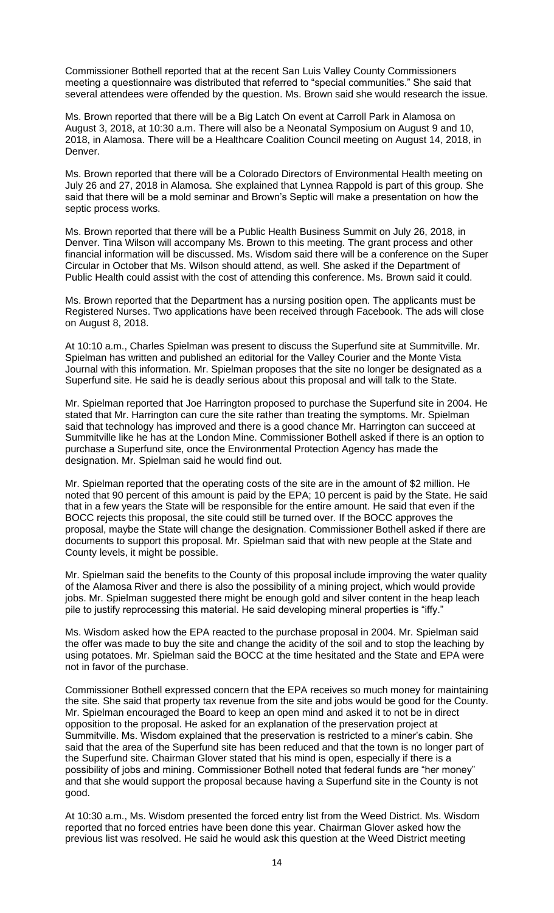Commissioner Bothell reported that at the recent San Luis Valley County Commissioners meeting a questionnaire was distributed that referred to "special communities." She said that several attendees were offended by the question. Ms. Brown said she would research the issue.

Ms. Brown reported that there will be a Big Latch On event at Carroll Park in Alamosa on August 3, 2018, at 10:30 a.m. There will also be a Neonatal Symposium on August 9 and 10, 2018, in Alamosa. There will be a Healthcare Coalition Council meeting on August 14, 2018, in Denver.

Ms. Brown reported that there will be a Colorado Directors of Environmental Health meeting on July 26 and 27, 2018 in Alamosa. She explained that Lynnea Rappold is part of this group. She said that there will be a mold seminar and Brown's Septic will make a presentation on how the septic process works.

Ms. Brown reported that there will be a Public Health Business Summit on July 26, 2018, in Denver. Tina Wilson will accompany Ms. Brown to this meeting. The grant process and other financial information will be discussed. Ms. Wisdom said there will be a conference on the Super Circular in October that Ms. Wilson should attend, as well. She asked if the Department of Public Health could assist with the cost of attending this conference. Ms. Brown said it could.

Ms. Brown reported that the Department has a nursing position open. The applicants must be Registered Nurses. Two applications have been received through Facebook. The ads will close on August 8, 2018.

At 10:10 a.m., Charles Spielman was present to discuss the Superfund site at Summitville. Mr. Spielman has written and published an editorial for the Valley Courier and the Monte Vista Journal with this information. Mr. Spielman proposes that the site no longer be designated as a Superfund site. He said he is deadly serious about this proposal and will talk to the State.

Mr. Spielman reported that Joe Harrington proposed to purchase the Superfund site in 2004. He stated that Mr. Harrington can cure the site rather than treating the symptoms. Mr. Spielman said that technology has improved and there is a good chance Mr. Harrington can succeed at Summitville like he has at the London Mine. Commissioner Bothell asked if there is an option to purchase a Superfund site, once the Environmental Protection Agency has made the designation. Mr. Spielman said he would find out.

Mr. Spielman reported that the operating costs of the site are in the amount of $2 million. He noted that 90 percent of this amount is paid by the EPA; 10 percent is paid by the State. He said that in a few years the State will be responsible for the entire amount. He said that even if the BOCC rejects this proposal, the site could still be turned over. If the BOCC approves the proposal, maybe the State will change the designation. Commissioner Bothell asked if there are documents to support this proposal. Mr. Spielman said that with new people at the State and County levels, it might be possible.

Mr. Spielman said the benefits to the County of this proposal include improving the water quality of the Alamosa River and there is also the possibility of a mining project, which would provide jobs. Mr. Spielman suggested there might be enough gold and silver content in the heap leach pile to justify reprocessing this material. He said developing mineral properties is "iffy."

Ms. Wisdom asked how the EPA reacted to the purchase proposal in 2004. Mr. Spielman said the offer was made to buy the site and change the acidity of the soil and to stop the leaching by using potatoes. Mr. Spielman said the BOCC at the time hesitated and the State and EPA were not in favor of the purchase.

Commissioner Bothell expressed concern that the EPA receives so much money for maintaining the site. She said that property tax revenue from the site and jobs would be good for the County. Mr. Spielman encouraged the Board to keep an open mind and asked it to not be in direct opposition to the proposal. He asked for an explanation of the preservation project at Summitville. Ms. Wisdom explained that the preservation is restricted to a miner's cabin. She said that the area of the Superfund site has been reduced and that the town is no longer part of the Superfund site. Chairman Glover stated that his mind is open, especially if there is a possibility of jobs and mining. Commissioner Bothell noted that federal funds are "her money" and that she would support the proposal because having a Superfund site in the County is not good.

At 10:30 a.m., Ms. Wisdom presented the forced entry list from the Weed District. Ms. Wisdom reported that no forced entries have been done this year. Chairman Glover asked how the previous list was resolved. He said he would ask this question at the Weed District meeting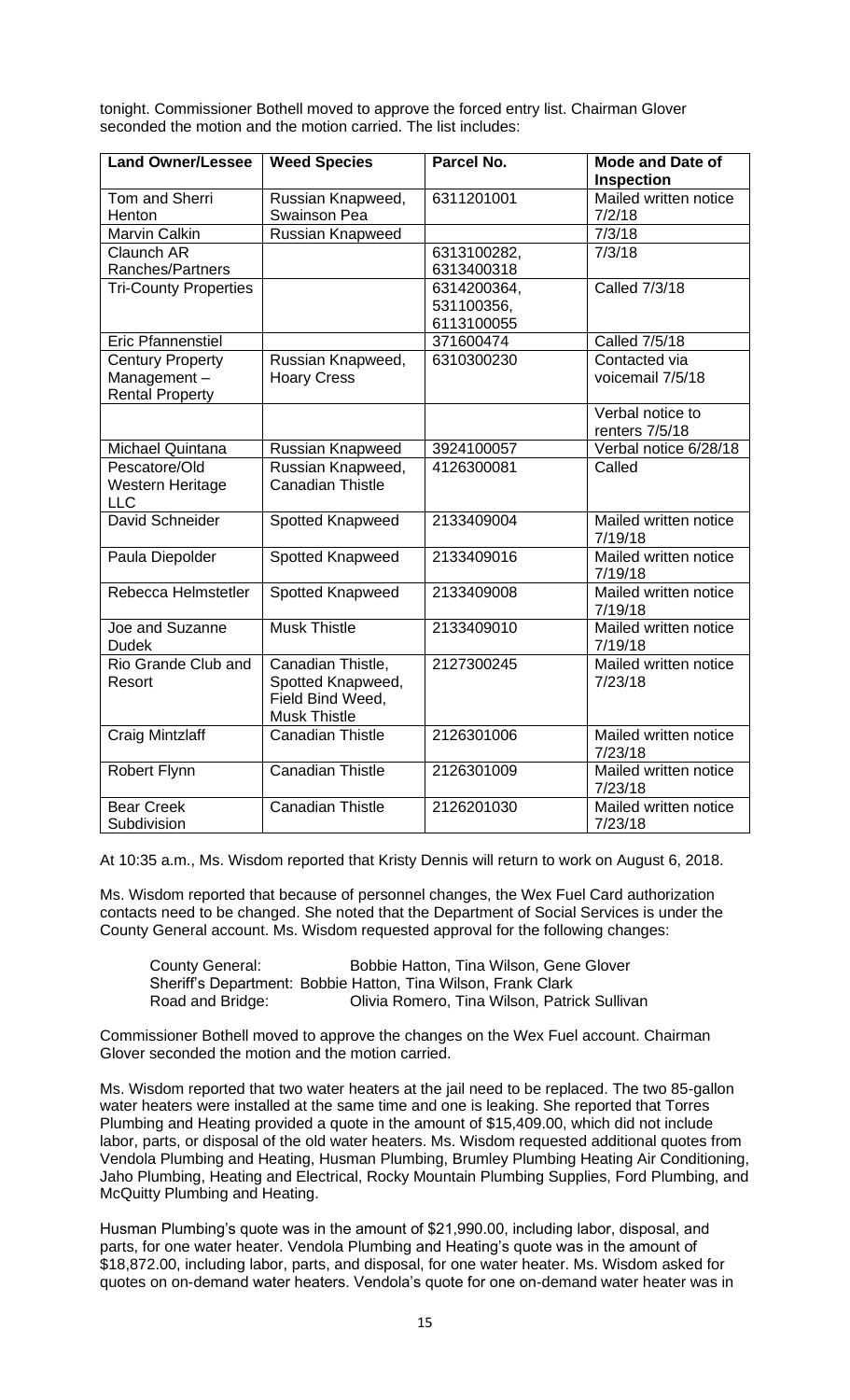tonight. Commissioner Bothell moved to approve the forced entry list. Chairman Glover seconded the motion and the motion carried. The list includes:

| Land Owner/Lessee | Weed Species | Parcel No. | Mode and Date of Inspection |
|---|---|---|---|
| Tom and Sherri Henton | Russian Knapweed, Swainson Pea | 6311201001 | Mailed written notice 7/2/18 |
| Marvin Calkin | Russian Knapweed | | 7/3/18 |
| Claunch AR Ranches/Partners | | 6313100282, 6313400318 | 7/3/18 |
| Tri-County Properties | | 6314200364, 531100356, 6113100055 | Called 7/3/18 |
| Eric Pfannenstiel | | 371600474 | Called 7/5/18 |
| Century Property Management – Rental Property | Russian Knapweed, Hoary Cress | 6310300230 | Contacted via voicemail 7/5/18 |
| | | | Verbal notice to renters 7/5/18 |
| Michael Quintana | Russian Knapweed | 3924100057 | Verbal notice 6/28/18 |
| Pescatore/Old Western Heritage LLC | Russian Knapweed, Canadian Thistle | 4126300081 | Called |
| David Schneider | Spotted Knapweed | 2133409004 | Mailed written notice 7/19/18 |
| Paula Diepolder | Spotted Knapweed | 2133409016 | Mailed written notice 7/19/18 |
| Rebecca Helmstetler | Spotted Knapweed | 2133409008 | Mailed written notice 7/19/18 |
| Joe and Suzanne Dudek | Musk Thistle | 2133409010 | Mailed written notice 7/19/18 |
| Rio Grande Club and Resort | Canadian Thistle, Spotted Knapweed, Field Bind Weed, Musk Thistle | 2127300245 | Mailed written notice 7/23/18 |
| Craig Mintzlaff | Canadian Thistle | 2126301006 | Mailed written notice 7/23/18 |
| Robert Flynn | Canadian Thistle | 2126301009 | Mailed written notice 7/23/18 |
| Bear Creek Subdivision | Canadian Thistle | 2126201030 | Mailed written notice 7/23/18 |

At 10:35 a.m., Ms. Wisdom reported Kristy Dennis will return to work on August 6, 2018.

Ms. Wisdom reported that because of personnel changes, the Wex Fuel Card authorization contacts need to be changed. She noted that the Department of Social Services is under the County General account. Ms. Wisdom requested approval for the following changes:

County General: Bobbie Hatton, Tina Wilson, Gene Glover
Sheriff's Department: Bobbie Hatton, Tina Wilson, Frank Clark
Road and Bridge: Olivia Romero, Tina Wilson, Patrick Sullivan

Commissioner Bothell moved to approve the changes on the Wex Fuel account. Chairman Glover seconded the motion and the motion carried.

Ms. Wisdom reported that two water heaters at the jail need to be replaced. The two 85-gallon water heaters were installed at the same time and one is leaking. She reported that Torres Plumbing and Heating provided a quote in the amount of $15,409.00, which did not include labor, parts, or disposal of the old water heaters. Ms. Wisdom requested additional quotes from Vendola Plumbing and Heating, Husman Plumbing, Brumley Plumbing Heating Air Conditioning, Jaho Plumbing, Heating and Electrical, Rocky Mountain Plumbing Supplies, Ford Plumbing, and McQuitty Plumbing and Heating.

Husman Plumbing's quote was in the amount of $21,990.00, including labor, disposal, and parts, for one water heater. Vendola Plumbing and Heating's quote was in the amount of $18,872.00, including labor, parts, and disposal, for one water heater. Ms. Wisdom asked for quotes on on-demand water heaters. Vendola's quote for one on-demand water heater was in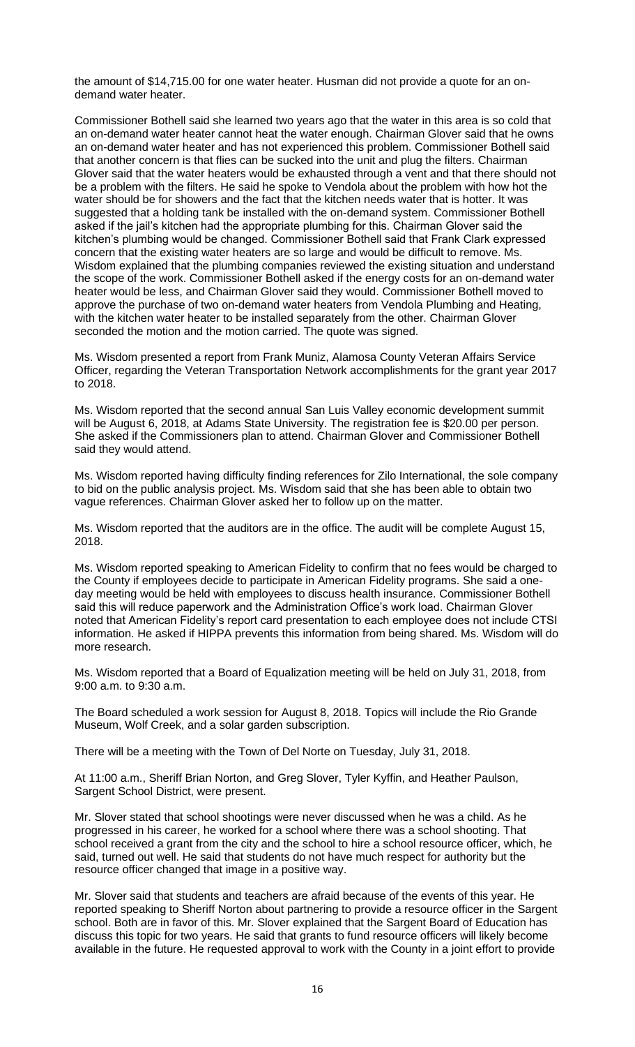the amount of $14,715.00 for one water heater. Husman did not provide a quote for an on-demand water heater.

Commissioner Bothell said she learned two years ago that the water in this area is so cold that an on-demand water heater cannot heat the water enough. Chairman Glover said that he owns an on-demand water heater and has not experienced this problem. Commissioner Bothell said that another concern is that flies can be sucked into the unit and plug the filters. Chairman Glover said that the water heaters would be exhausted through a vent and that there should not be a problem with the filters. He said he spoke to Vendola about the problem with how hot the water should be for showers and the fact that the kitchen needs water that is hotter. It was suggested that a holding tank be installed with the on-demand system. Commissioner Bothell asked if the jail's kitchen had the appropriate plumbing for this. Chairman Glover said the kitchen's plumbing would be changed. Commissioner Bothell said that Frank Clark expressed concern that the existing water heaters are so large and would be difficult to remove. Ms. Wisdom explained that the plumbing companies reviewed the existing situation and understand the scope of the work. Commissioner Bothell asked if the energy costs for an on-demand water heater would be less, and Chairman Glover said they would. Commissioner Bothell moved to approve the purchase of two on-demand water heaters from Vendola Plumbing and Heating, with the kitchen water heater to be installed separately from the other. Chairman Glover seconded the motion and the motion carried. The quote was signed.

Ms. Wisdom presented a report from Frank Muniz, Alamosa County Veteran Affairs Service Officer, regarding the Veteran Transportation Network accomplishments for the grant year 2017 to 2018.

Ms. Wisdom reported that the second annual San Luis Valley economic development summit will be August 6, 2018, at Adams State University. The registration fee is $20.00 per person. She asked if the Commissioners plan to attend. Chairman Glover and Commissioner Bothell said they would attend.

Ms. Wisdom reported having difficulty finding references for Zilo International, the sole company to bid on the public analysis project. Ms. Wisdom said that she has been able to obtain two vague references. Chairman Glover asked her to follow up on the matter.

Ms. Wisdom reported that the auditors are in the office. The audit will be complete August 15, 2018.

Ms. Wisdom reported speaking to American Fidelity to confirm that no fees would be charged to the County if employees decide to participate in American Fidelity programs. She said a one-day meeting would be held with employees to discuss health insurance. Commissioner Bothell said this will reduce paperwork and the Administration Office's work load. Chairman Glover noted that American Fidelity's report card presentation to each employee does not include CTSI information. He asked if HIPPA prevents this information from being shared. Ms. Wisdom will do more research.

Ms. Wisdom reported that a Board of Equalization meeting will be held on July 31, 2018, from 9:00 a.m. to 9:30 a.m.

The Board scheduled a work session for August 8, 2018. Topics will include the Rio Grande Museum, Wolf Creek, and a solar garden subscription.

There will be a meeting with the Town of Del Norte on Tuesday, July 31, 2018.

At 11:00 a.m., Sheriff Brian Norton, and Greg Slover, Tyler Kyffin, and Heather Paulson, Sargent School District, were present.

Mr. Slover stated that school shootings were never discussed when he was a child. As he progressed in his career, he worked for a school where there was a school shooting. That school received a grant from the city and the school to hire a school resource officer, which, he said, turned out well. He said that students do not have much respect for authority but the resource officer changed that image in a positive way.

Mr. Slover said that students and teachers are afraid because of the events of this year. He reported speaking to Sheriff Norton about partnering to provide a resource officer in the Sargent school. Both are in favor of this. Mr. Slover explained that the Sargent Board of Education has discuss this topic for two years. He said that grants to fund resource officers will likely become available in the future. He requested approval to work with the County in a joint effort to provide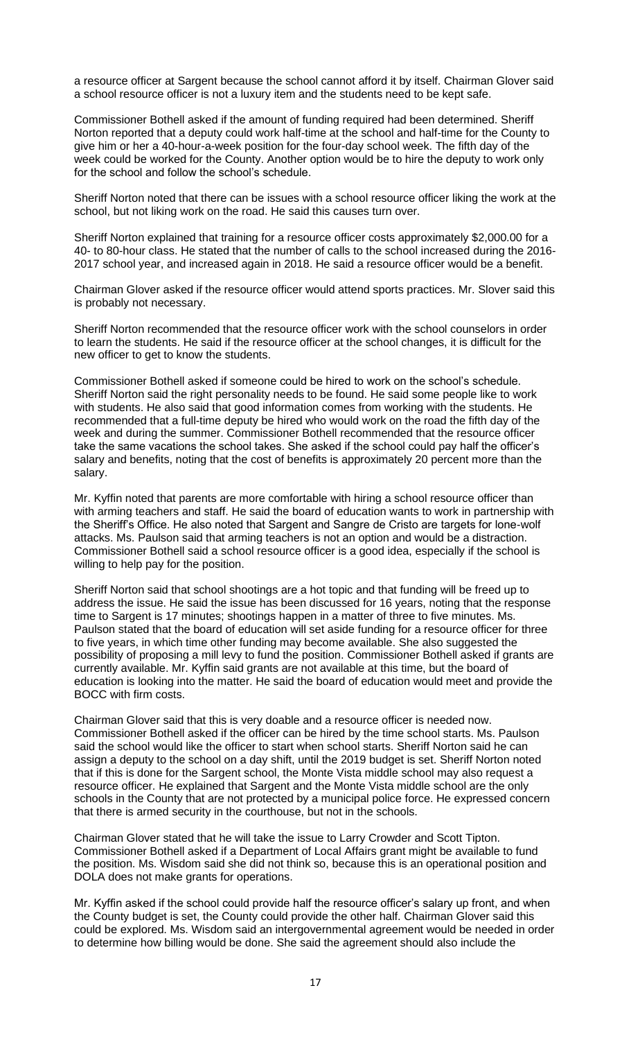a resource officer at Sargent because the school cannot afford it by itself. Chairman Glover said a school resource officer is not a luxury item and the students need to be kept safe.

Commissioner Bothell asked if the amount of funding required had been determined. Sheriff Norton reported that a deputy could work half-time at the school and half-time for the County to give him or her a 40-hour-a-week position for the four-day school week. The fifth day of the week could be worked for the County. Another option would be to hire the deputy to work only for the school and follow the school's schedule.

Sheriff Norton noted that there can be issues with a school resource officer liking the work at the school, but not liking work on the road. He said this causes turn over.

Sheriff Norton explained that training for a resource officer costs approximately $2,000.00 for a 40- to 80-hour class. He stated that the number of calls to the school increased during the 2016-2017 school year, and increased again in 2018. He said a resource officer would be a benefit.

Chairman Glover asked if the resource officer would attend sports practices. Mr. Slover said this is probably not necessary.

Sheriff Norton recommended that the resource officer work with the school counselors in order to learn the students. He said if the resource officer at the school changes, it is difficult for the new officer to get to know the students.

Commissioner Bothell asked if someone could be hired to work on the school's schedule. Sheriff Norton said the right personality needs to be found. He said some people like to work with students. He also said that good information comes from working with the students. He recommended that a full-time deputy be hired who would work on the road the fifth day of the week and during the summer. Commissioner Bothell recommended that the resource officer take the same vacations the school takes. She asked if the school could pay half the officer's salary and benefits, noting that the cost of benefits is approximately 20 percent more than the salary.

Mr. Kyffin noted that parents are more comfortable with hiring a school resource officer than with arming teachers and staff. He said the board of education wants to work in partnership with the Sheriff's Office. He also noted that Sargent and Sangre de Cristo are targets for lone-wolf attacks. Ms. Paulson said that arming teachers is not an option and would be a distraction. Commissioner Bothell said a school resource officer is a good idea, especially if the school is willing to help pay for the position.

Sheriff Norton said that school shootings are a hot topic and that funding will be freed up to address the issue. He said the issue has been discussed for 16 years, noting that the response time to Sargent is 17 minutes; shootings happen in a matter of three to five minutes. Ms. Paulson stated that the board of education will set aside funding for a resource officer for three to five years, in which time other funding may become available. She also suggested the possibility of proposing a mill levy to fund the position. Commissioner Bothell asked if grants are currently available. Mr. Kyffin said grants are not available at this time, but the board of education is looking into the matter. He said the board of education would meet and provide the BOCC with firm costs.

Chairman Glover said that this is very doable and a resource officer is needed now. Commissioner Bothell asked if the officer can be hired by the time school starts. Ms. Paulson said the school would like the officer to start when school starts. Sheriff Norton said he can assign a deputy to the school on a day shift, until the 2019 budget is set. Sheriff Norton noted that if this is done for the Sargent school, the Monte Vista middle school may also request a resource officer. He explained that Sargent and the Monte Vista middle school are the only schools in the County that are not protected by a municipal police force. He expressed concern that there is armed security in the courthouse, but not in the schools.

Chairman Glover stated that he will take the issue to Larry Crowder and Scott Tipton. Commissioner Bothell asked if a Department of Local Affairs grant might be available to fund the position. Ms. Wisdom said she did not think so, because this is an operational position and DOLA does not make grants for operations.

Mr. Kyffin asked if the school could provide half the resource officer's salary up front, and when the County budget is set, the County could provide the other half. Chairman Glover said this could be explored. Ms. Wisdom said an intergovernmental agreement would be needed in order to determine how billing would be done. She said the agreement should also include the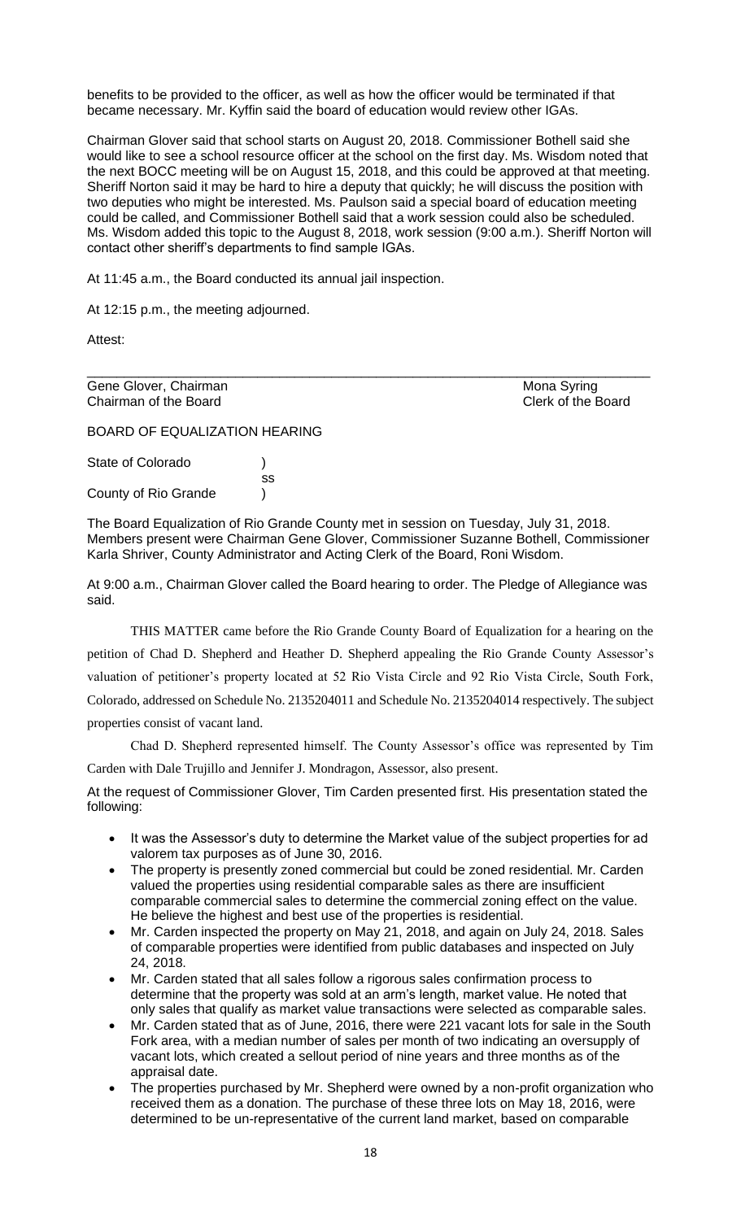benefits to be provided to the officer, as well as how the officer would be terminated if that became necessary. Mr. Kyffin said the board of education would review other IGAs.

Chairman Glover said that school starts on August 20, 2018. Commissioner Bothell said she would like to see a school resource officer at the school on the first day. Ms. Wisdom noted that the next BOCC meeting will be on August 15, 2018, and this could be approved at that meeting. Sheriff Norton said it may be hard to hire a deputy that quickly; he will discuss the position with two deputies who might be interested. Ms. Paulson said a special board of education meeting could be called, and Commissioner Bothell said that a work session could also be scheduled. Ms. Wisdom added this topic to the August 8, 2018, work session (9:00 a.m.). Sheriff Norton will contact other sheriff's departments to find sample IGAs.

At 11:45 a.m., the Board conducted its annual jail inspection.

At 12:15 p.m., the meeting adjourned.

Attest:

\_\_\_\_\_\_\_\_\_\_\_\_\_\_\_\_\_\_\_\_\_\_\_\_\_\_\_\_\_\_\_\_\_\_\_\_\_\_\_\_\_\_\_\_\_\_\_\_\_\_\_\_\_\_\_\_\_\_\_\_\_\_\_\_\_\_\_\_\_\_\_\_\_\_

Gene Glover, Chairman — Mona Syring
Chairman of the Board — Clerk of the Board

BOARD OF EQUALIZATION HEARING

State of Colorado )
ss
County of Rio Grande )

The Board Equalization of Rio Grande County met in session on Tuesday, July 31, 2018. Members present were Chairman Gene Glover, Commissioner Suzanne Bothell, Commissioner Karla Shriver, County Administrator and Acting Clerk of the Board, Roni Wisdom.

At 9:00 a.m., Chairman Glover called the Board hearing to order. The Pledge of Allegiance was said.

THIS MATTER came before the Rio Grande County Board of Equalization for a hearing on the petition of Chad D. Shepherd and Heather D. Shepherd appealing the Rio Grande County Assessor's valuation of petitioner's property located at 52 Rio Vista Circle and 92 Rio Vista Circle, South Fork, Colorado, addressed on Schedule No. 2135204011 and Schedule No. 2135204014 respectively. The subject properties consist of vacant land.

Chad D. Shepherd represented himself. The County Assessor's office was represented by Tim Carden with Dale Trujillo and Jennifer J. Mondragon, Assessor, also present.

At the request of Commissioner Glover, Tim Carden presented first. His presentation stated the following:

- It was the Assessor's duty to determine the Market value of the subject properties for ad valorem tax purposes as of June 30, 2016.
- The property is presently zoned commercial but could be zoned residential. Mr. Carden valued the properties using residential comparable sales as there are insufficient comparable commercial sales to determine the commercial zoning effect on the value. He believe the highest and best use of the properties is residential.
- Mr. Carden inspected the property on May 21, 2018, and again on July 24, 2018. Sales of comparable properties were identified from public databases and inspected on July 24, 2018.
- Mr. Carden stated that all sales follow a rigorous sales confirmation process to determine that the property was sold at an arm's length, market value. He noted that only sales that qualify as market value transactions were selected as comparable sales.
- Mr. Carden stated that as of June, 2016, there were 221 vacant lots for sale in the South Fork area, with a median number of sales per month of two indicating an oversupply of vacant lots, which created a sellout period of nine years and three months as of the appraisal date.
- The properties purchased by Mr. Shepherd were owned by a non-profit organization who received them as a donation. The purchase of these three lots on May 18, 2016, were determined to be un-representative of the current land market, based on comparable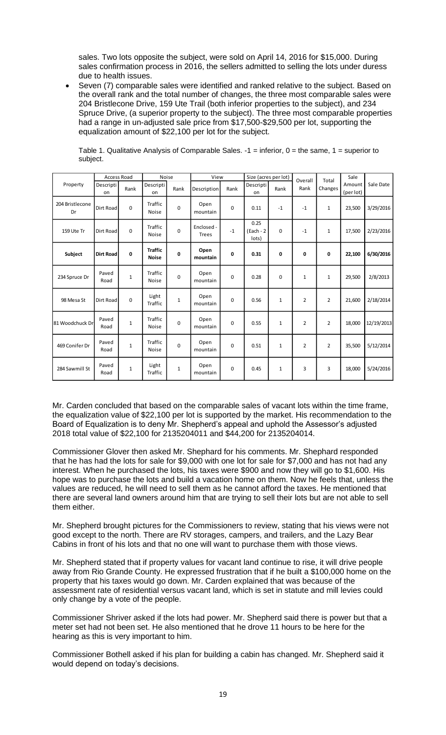sales. Two lots opposite the subject, were sold on April 14, 2016 for $15,000. During sales confirmation process in 2016, the sellers admitted to selling the lots under duress due to health issues.

- Seven (7) comparable sales were identified and ranked relative to the subject. Based on the overall rank and the total number of changes, the three most comparable sales were 204 Bristlecone Drive, 159 Ute Trail (both inferior properties to the subject), and 234 Spruce Drive, (a superior property to the subject). The three most comparable properties had a range in un-adjusted sale price from $17,500-$29,500 per lot, supporting the equalization amount of $22,100 per lot for the subject.

Table 1. Qualitative Analysis of Comparable Sales. -1 = inferior, 0 = the same, 1 = superior to subject.

| Property | Access Road | | Noise | | View | | Size (acres per lot) | | Overall Rank | Total Changes | Sale Amount (per lot) | Sale Date |
|---|---|---|---|---|---|---|---|---|---|---|---|---|
| | Description | Rank | Description | Rank | Description | Rank | Description | Rank | | | | |
| 204 Bristlecone Dr | Dirt Road | 0 | Traffic Noise | 0 | Open mountain | 0 | 0.11 | -1 | -1 | 1 | 23,500 | 3/29/2016 |
| 159 Ute Tr | Dirt Road | 0 | Traffic Noise | 0 | Enclosed - Trees | -1 | 0.25 (Each - 2 lots) | 0 | -1 | 1 | 17,500 | 2/23/2016 |
| **Subject** | **Dirt Road** | **0** | **Traffic Noise** | **0** | **Open mountain** | **0** | **0.31** | **0** | **0** | **0** | **22,100** | **6/30/2016** |
| 234 Spruce Dr | Paved Road | 1 | Traffic Noise | 0 | Open mountain | 0 | 0.28 | 0 | 1 | 1 | 29,500 | 2/8/2013 |
| 98 Mesa St | Dirt Road | 0 | Light Traffic | 1 | Open mountain | 0 | 0.56 | 1 | 2 | 2 | 21,600 | 2/18/2014 |
| 81 Woodchuck Dr | Paved Road | 1 | Traffic Noise | 0 | Open mountain | 0 | 0.55 | 1 | 2 | 2 | 18,000 | 12/19/2013 |
| 469 Conifer Dr | Paved Road | 1 | Traffic Noise | 0 | Open mountain | 0 | 0.51 | 1 | 2 | 2 | 35,500 | 5/12/2014 |
| 284 Sawmill St | Paved Road | 1 | Light Traffic | 1 | Open mountain | 0 | 0.45 | 1 | 3 | 3 | 18,000 | 5/24/2016 |

Mr. Carden concluded that based on the comparable sales of vacant lots within the time frame, the equalization value of $22,100 per lot is supported by the market. His recommendation to the Board of Equalization is to deny Mr. Shepherd's appeal and uphold the Assessor's adjusted 2018 total value of $22,100 for 2135204011 and $44,200 for 2135204014.

Commissioner Glover then asked Mr. Shephard for his comments. Mr. Shephard responded that he has had the lots for sale for $9,000 with one lot for sale for $7,000 and has not had any interest. When he purchased the lots, his taxes were $900 and now they will go to $1,600. His hope was to purchase the lots and build a vacation home on them. Now he feels that, unless the values are reduced, he will need to sell them as he cannot afford the taxes. He mentioned that there are several land owners around him that are trying to sell their lots but are not able to sell them either.

Mr. Shepherd brought pictures for the Commissioners to review, stating that his views were not good except to the north. There are RV storages, campers, and trailers, and the Lazy Bear Cabins in front of his lots and that no one will want to purchase them with those views.

Mr. Shepherd stated that if property values for vacant land continue to rise, it will drive people away from Rio Grande County. He expressed frustration that if he built a $100,000 home on the property that his taxes would go down. Mr. Carden explained that was because of the assessment rate of residential versus vacant land, which is set in statute and mill levies could only change by a vote of the people.

Commissioner Shriver asked if the lots had power. Mr. Shepherd said there is power but that a meter set had not been set. He also mentioned that he drove 11 hours to be here for the hearing as this is very important to him.

Commissioner Bothell asked if his plan for building a cabin has changed. Mr. Shepherd said it would depend on today's decisions.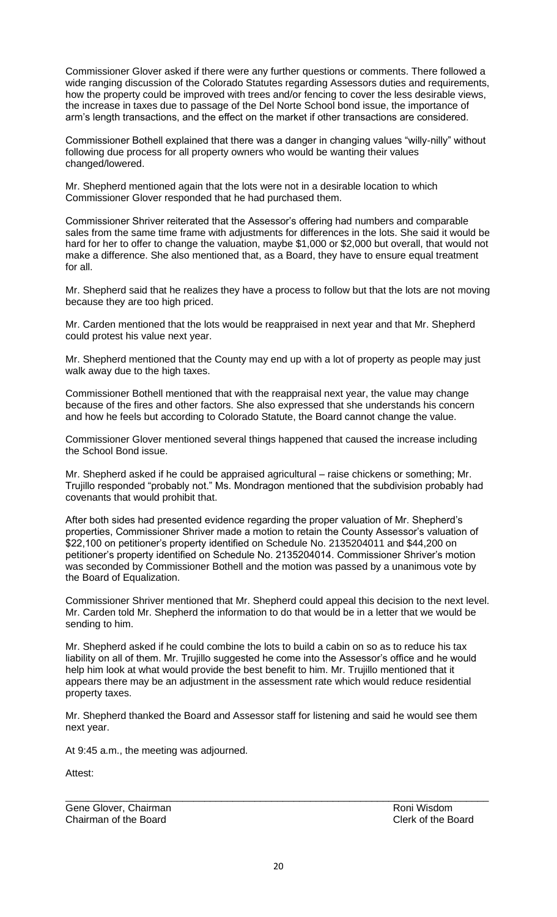Commissioner Glover asked if there were any further questions or comments. There followed a wide ranging discussion of the Colorado Statutes regarding Assessors duties and requirements, how the property could be improved with trees and/or fencing to cover the less desirable views, the increase in taxes due to passage of the Del Norte School bond issue, the importance of arm's length transactions, and the effect on the market if other transactions are considered.

Commissioner Bothell explained that there was a danger in changing values "willy-nilly" without following due process for all property owners who would be wanting their values changed/lowered.

Mr. Shepherd mentioned again that the lots were not in a desirable location to which Commissioner Glover responded that he had purchased them.

Commissioner Shriver reiterated that the Assessor's offering had numbers and comparable sales from the same time frame with adjustments for differences in the lots. She said it would be hard for her to offer to change the valuation, maybe $1,000 or $2,000 but overall, that would not make a difference. She also mentioned that, as a Board, they have to ensure equal treatment for all.

Mr. Shepherd said that he realizes they have a process to follow but that the lots are not moving because they are too high priced.

Mr. Carden mentioned that the lots would be reappraised in next year and that Mr. Shepherd could protest his value next year.

Mr. Shepherd mentioned that the County may end up with a lot of property as people may just walk away due to the high taxes.

Commissioner Bothell mentioned that with the reappraisal next year, the value may change because of the fires and other factors. She also expressed that she understands his concern and how he feels but according to Colorado Statute, the Board cannot change the value.

Commissioner Glover mentioned several things happened that caused the increase including the School Bond issue.

Mr. Shepherd asked if he could be appraised agricultural – raise chickens or something; Mr. Trujillo responded "probably not." Ms. Mondragon mentioned that the subdivision probably had covenants that would prohibit that.

After both sides had presented evidence regarding the proper valuation of Mr. Shepherd's properties, Commissioner Shriver made a motion to retain the County Assessor's valuation of $22,100 on petitioner's property identified on Schedule No. 2135204011 and $44,200 on petitioner's property identified on Schedule No. 2135204014. Commissioner Shriver's motion was seconded by Commissioner Bothell and the motion was passed by a unanimous vote by the Board of Equalization.

Commissioner Shriver mentioned that Mr. Shepherd could appeal this decision to the next level. Mr. Carden told Mr. Shepherd the information to do that would be in a letter that we would be sending to him.

Mr. Shepherd asked if he could combine the lots to build a cabin on so as to reduce his tax liability on all of them. Mr. Trujillo suggested he come into the Assessor's office and he would help him look at what would provide the best benefit to him. Mr. Trujillo mentioned that it appears there may be an adjustment in the assessment rate which would reduce residential property taxes.

Mr. Shepherd thanked the Board and Assessor staff for listening and said he would see them next year.

At 9:45 a.m., the meeting was adjourned.

Attest:

Gene Glover, Chairman
Chairman of the Board

Roni Wisdom
Clerk of the Board